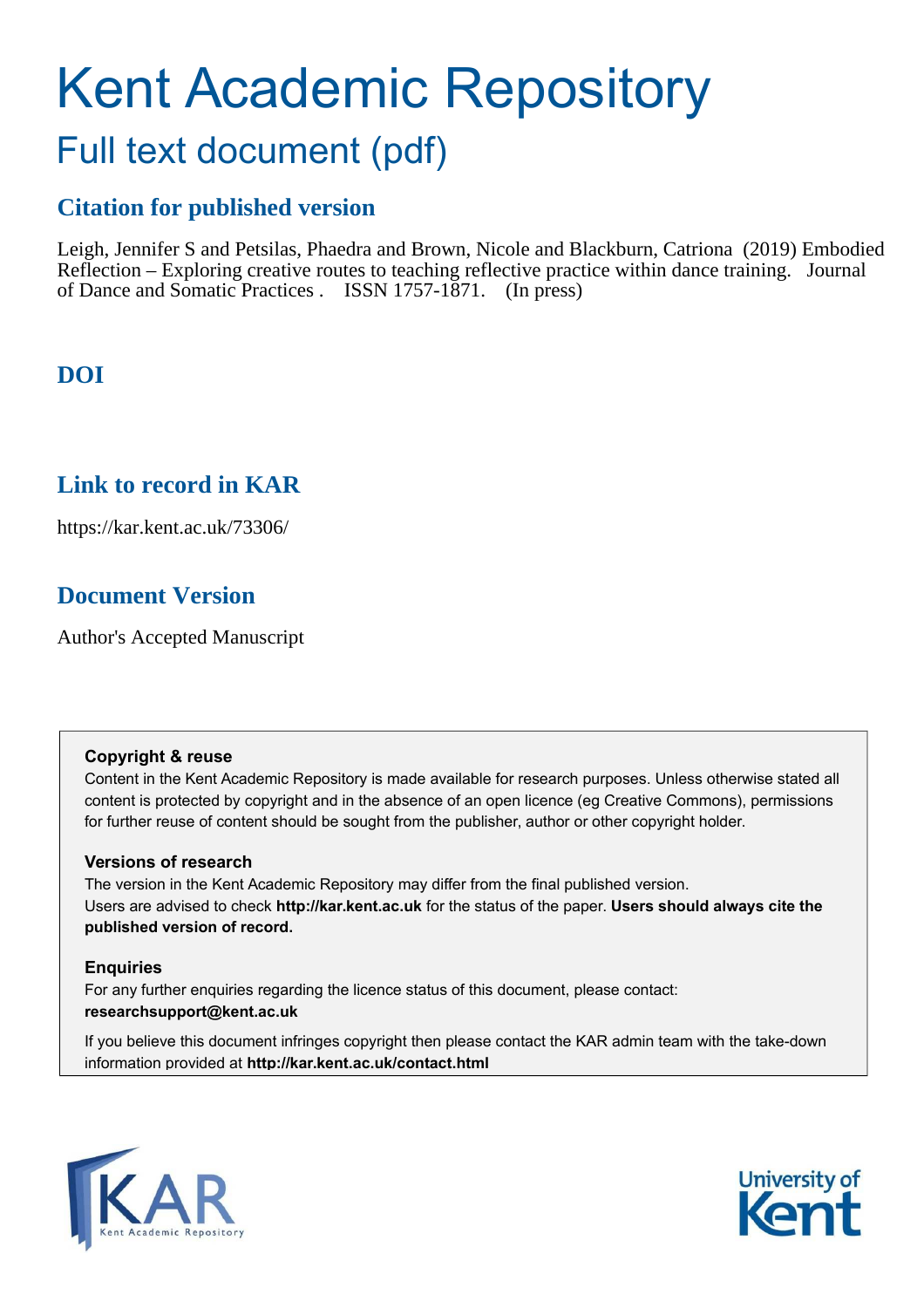# Kent Academic Repository

## Full text document (pdf)

### Citation for published version

Leigh, Jennifer S and Petsilas, Phaedra and Brown, Nicole and Blackburn, Catriona (2019) Embodied Reflection – Exploring creative routes to teaching reflective practice within dance training. Journal of Dance and Somatic Practices . ISSN 1757-1871. (In press)

### DOI

### Link to record in KAR

https://kar.kent.ac.uk/73306/

### Document Version

Author's Accepted Manuscript

**Copyright & reuse**

Content in the Kent Academic Repository is made available for research purposes. Unless otherwise stated all content is protected by copyright and in the absence of an open licence (eg Creative Commons), permissions for further reuse of content should be sought from the publisher, author or other copyright holder.

**Versions of research**

The version in the Kent Academic Repository may differ from the final published version. Users are advised to check **http://kar.kent.ac.uk** for the status of the paper. **Users should always cite the published version of record.**

**Enquiries**

For any further enquiries regarding the licence status of this document, please contact: **researchsupport@kent.ac.uk**

If you believe this document infringes copyright then please contact the KAR admin team with the take-down information provided at **http://kar.kent.ac.uk/contact.html**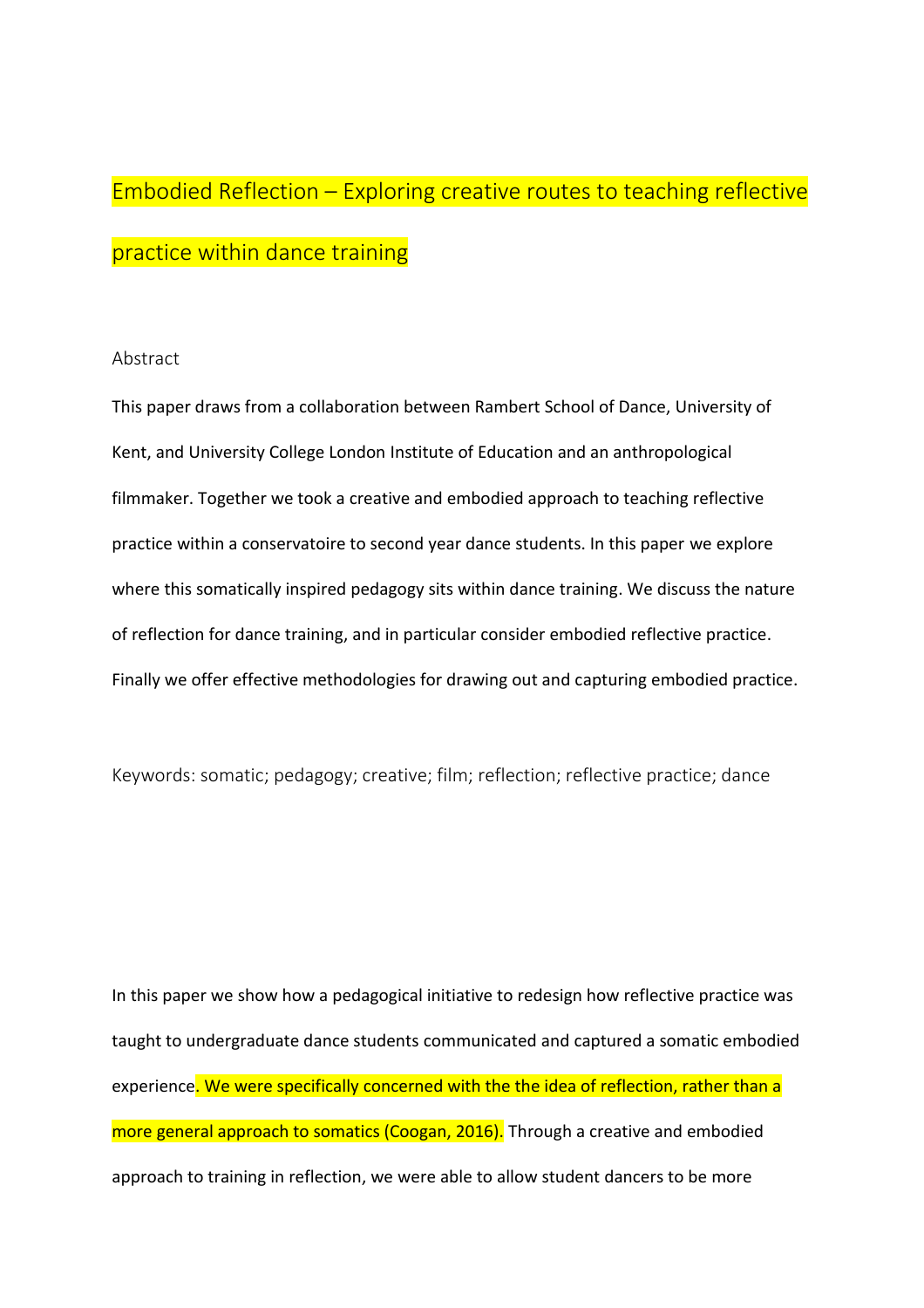# Embodied Reflection – Exploring creative routes to teaching reflective practice within dance training

## Abstract

This paper draws from a collaboration between Rambert School of Dance, University of Kent, and University College London Institute of Education and an anthropological filmmaker. Together we took a creative and embodied approach to teaching reflective practice within a conservatoire to second year dance students. In this paper we explore where this somatically inspired pedagogy sits within dance training. We discuss the nature of reflection for dance training, and in particular consider embodied reflective practice. Finally we offer effective methodologies for drawing out and capturing embodied practice.

Keywords: somatic; pedagogy; creative; film; reflection; reflective practice; dance

In this paper we show how a pedagogical initiative to redesign how reflective practice was taught to undergraduate dance students communicated and captured a somatic embodied experience. We were specifically concerned with the the idea of reflection, rather than a more general approach to somatics (Coogan, 2016). Through a creative and embodied approach to training in reflection, we were able to allow student dancers to be more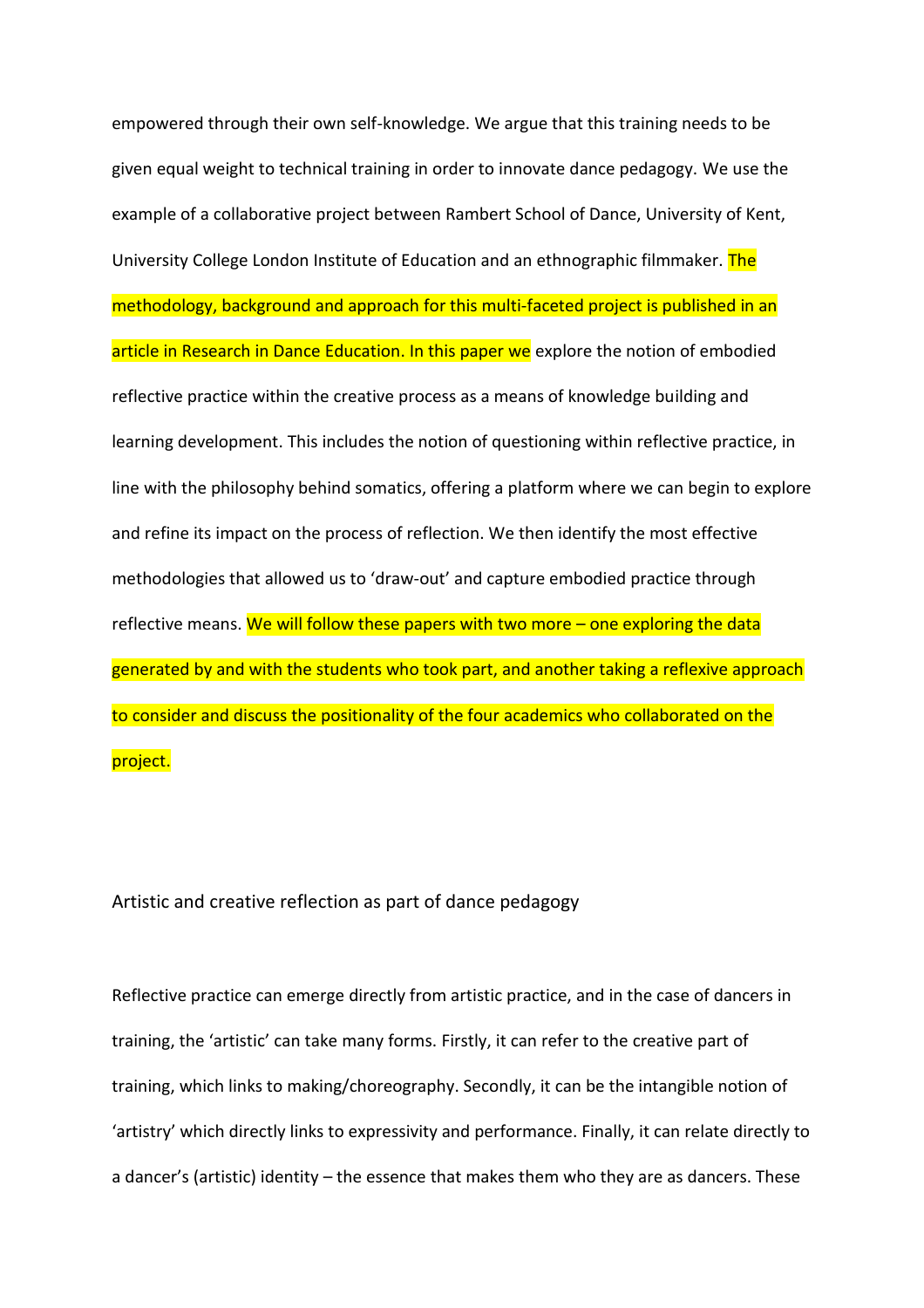empowered through their own self-knowledge. We argue that this training needs to be given equal weight to technical training in order to innovate dance pedagogy. We use the example of a collaborative project between Rambert School of Dance, University of Kent, University College London Institute of Education and an ethnographic filmmaker. The methodology, background and approach for this multi-faceted project is published in an article in Research in Dance Education. In this paper we explore the notion of embodied reflective practice within the creative process as a means of knowledge building and learning development. This includes the notion of questioning within reflective practice, in line with the philosophy behind somatics, offering a platform where we can begin to explore and refine its impact on the process of reflection. We then identify the most effective methodologies that allowed us to 'draw-out' and capture embodied practice through reflective means. We will follow these papers with two more – one exploring the data generated by and with the students who took part, and another taking a reflexive approach to consider and discuss the positionality of the four academics who collaborated on the project.

## Artistic and creative reflection as part of dance pedagogy

Reflective practice can emerge directly from artistic practice, and in the case of dancers in training, the 'artistic' can take many forms. Firstly, it can refer to the creative part of training, which links to making/choreography. Secondly, it can be the intangible notion of 'artistry' which directly links to expressivity and performance. Finally, it can relate directly to a dancer's (artistic) identity – the essence that makes them who they are as dancers. These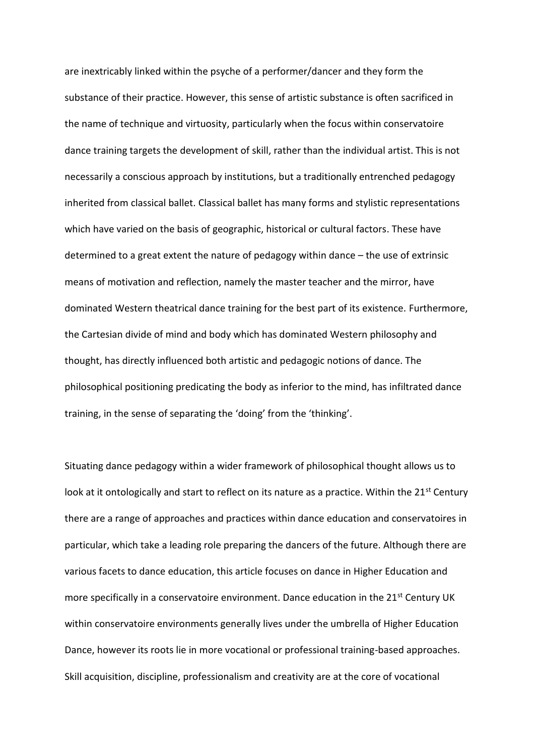are inextricably linked within the psyche of a performer/dancer and they form the substance of their practice. However, this sense of artistic substance is often sacrificed in the name of technique and virtuosity, particularly when the focus within conservatoire dance training targets the development of skill, rather than the individual artist. This is not necessarily a conscious approach by institutions, but a traditionally entrenched pedagogy inherited from classical ballet. Classical ballet has many forms and stylistic representations which have varied on the basis of geographic, historical or cultural factors. These have determined to a great extent the nature of pedagogy within dance – the use of extrinsic means of motivation and reflection, namely the master teacher and the mirror, have dominated Western theatrical dance training for the best part of its existence. Furthermore, the Cartesian divide of mind and body which has dominated Western philosophy and thought, has directly influenced both artistic and pedagogic notions of dance. The philosophical positioning predicating the body as inferior to the mind, has infiltrated dance training, in the sense of separating the 'doing' from the 'thinking'.

Situating dance pedagogy within a wider framework of philosophical thought allows us to look at it ontologically and start to reflect on its nature as a practice. Within the 21st Century there are a range of approaches and practices within dance education and conservatoires in particular, which take a leading role preparing the dancers of the future. Although there are various facets to dance education, this article focuses on dance in Higher Education and more specifically in a conservatoire environment. Dance education in the 21st Century UK within conservatoire environments generally lives under the umbrella of Higher Education Dance, however its roots lie in more vocational or professional training-based approaches. Skill acquisition, discipline, professionalism and creativity are at the core of vocational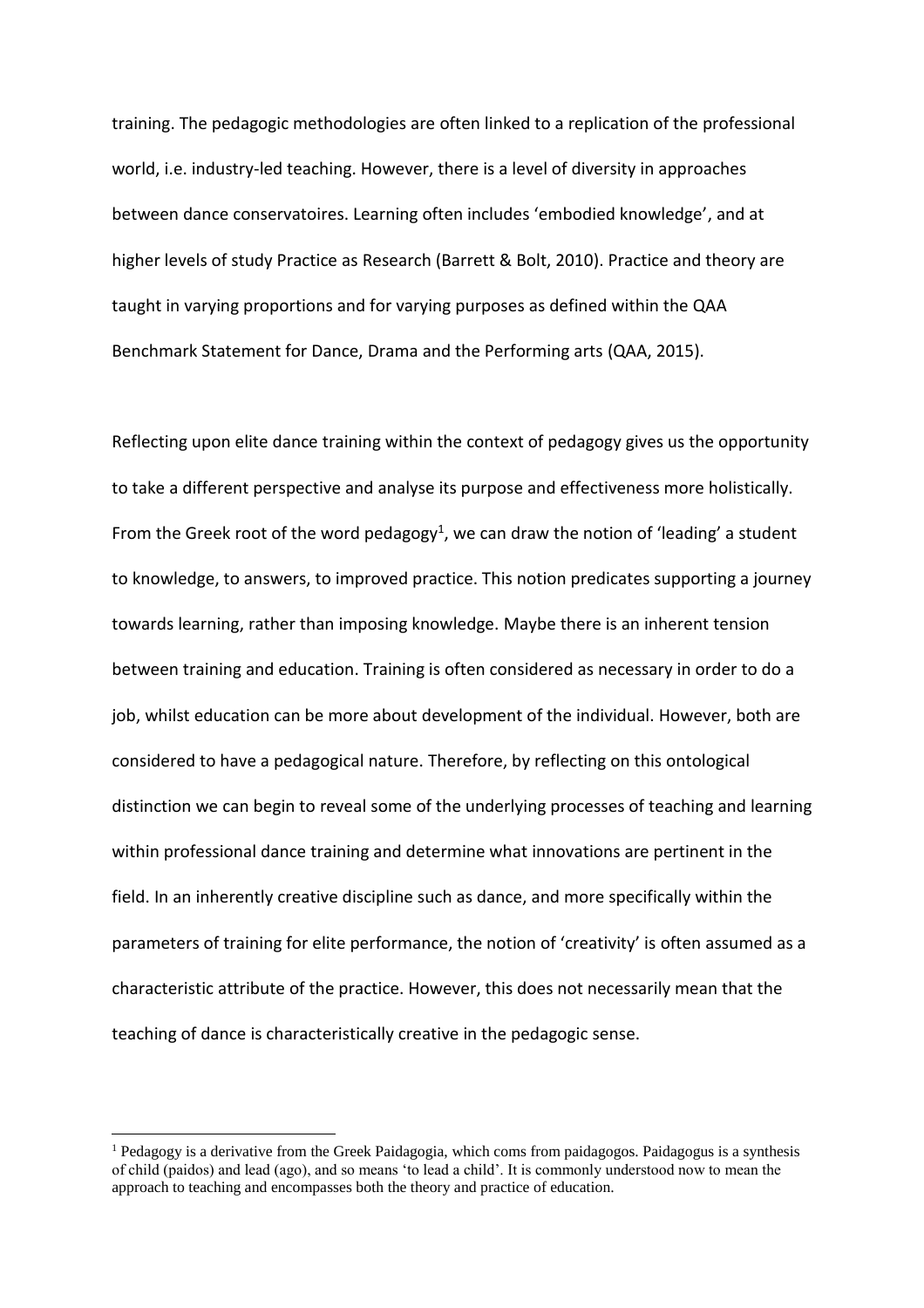training. The pedagogic methodologies are often linked to a replication of the professional world, i.e. industry-led teaching. However, there is a level of diversity in approaches between dance conservatoires. Learning often includes 'embodied knowledge', and at higher levels of study Practice as Research (Barrett & Bolt, 2010). Practice and theory are taught in varying proportions and for varying purposes as defined within the QAA Benchmark Statement for Dance, Drama and the Performing arts (QAA, 2015).

Reflecting upon elite dance training within the context of pedagogy gives us the opportunity to take a different perspective and analyse its purpose and effectiveness more holistically. From the Greek root of the word pedagogy[1], we can draw the notion of 'leading' a student to knowledge, to answers, to improved practice. This notion predicates supporting a journey towards learning, rather than imposing knowledge. Maybe there is an inherent tension between training and education. Training is often considered as necessary in order to do a job, whilst education can be more about development of the individual. However, both are considered to have a pedagogical nature. Therefore, by reflecting on this ontological distinction we can begin to reveal some of the underlying processes of teaching and learning within professional dance training and determine what innovations are pertinent in the field. In an inherently creative discipline such as dance, and more specifically within the parameters of training for elite performance, the notion of 'creativity' is often assumed as a characteristic attribute of the practice. However, this does not necessarily mean that the teaching of dance is characteristically creative in the pedagogic sense.

[1] Pedagogy is a derivative from the Greek Paidagogia, which coms from paidagogos. Paidagogus is a synthesis of child (paidos) and lead (ago), and so means 'to lead a child'. It is commonly understood now to mean the approach to teaching and encompasses both the theory and practice of education.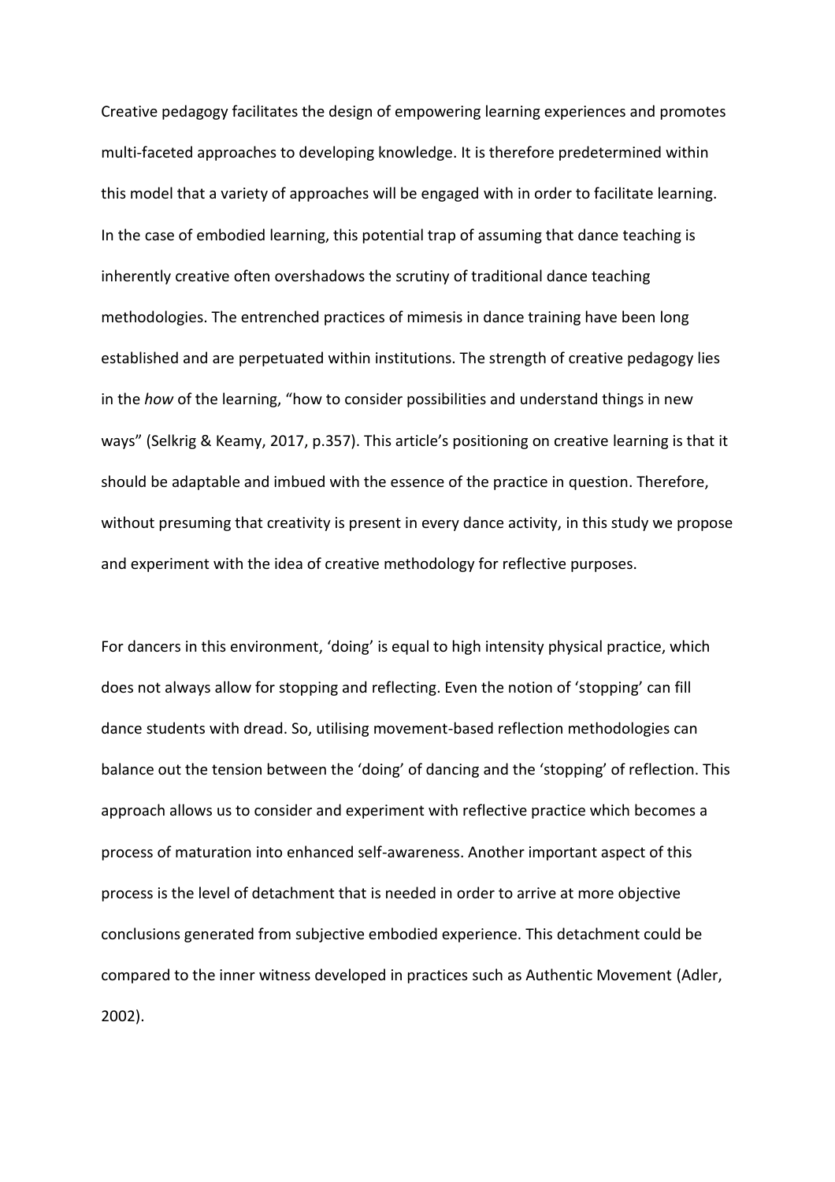Creative pedagogy facilitates the design of empowering learning experiences and promotes multi-faceted approaches to developing knowledge. It is therefore predetermined within this model that a variety of approaches will be engaged with in order to facilitate learning. In the case of embodied learning, this potential trap of assuming that dance teaching is inherently creative often overshadows the scrutiny of traditional dance teaching methodologies. The entrenched practices of mimesis in dance training have been long established and are perpetuated within institutions. The strength of creative pedagogy lies in the *how* of the learning, "how to consider possibilities and understand things in new ways" (Selkrig & Keamy, 2017, p.357). This article's positioning on creative learning is that it should be adaptable and imbued with the essence of the practice in question. Therefore, without presuming that creativity is present in every dance activity, in this study we propose and experiment with the idea of creative methodology for reflective purposes.

For dancers in this environment, 'doing' is equal to high intensity physical practice, which does not always allow for stopping and reflecting. Even the notion of 'stopping' can fill dance students with dread. So, utilising movement-based reflection methodologies can balance out the tension between the 'doing' of dancing and the 'stopping' of reflection. This approach allows us to consider and experiment with reflective practice which becomes a process of maturation into enhanced self-awareness. Another important aspect of this process is the level of detachment that is needed in order to arrive at more objective conclusions generated from subjective embodied experience. This detachment could be compared to the inner witness developed in practices such as Authentic Movement (Adler, 2002).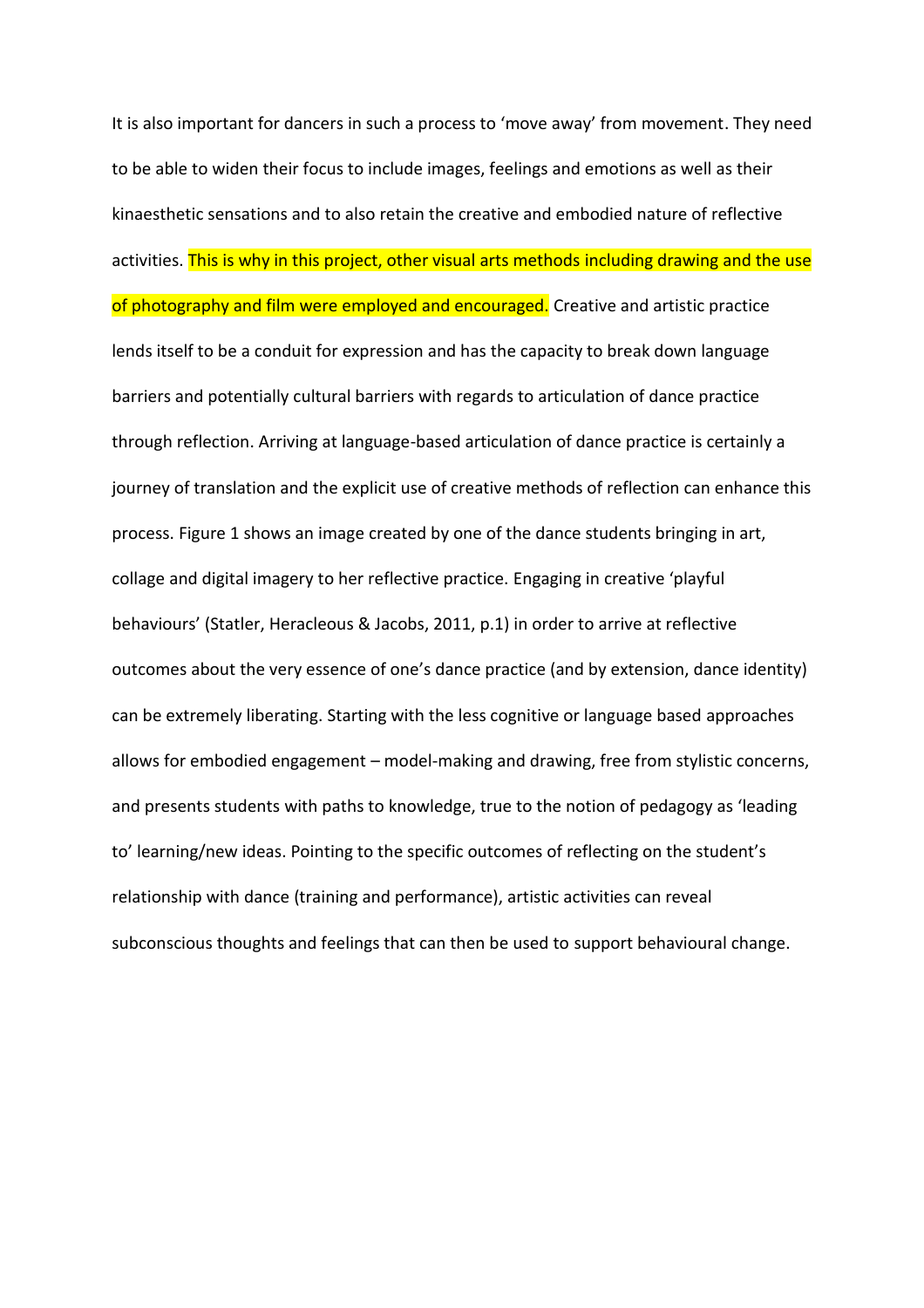It is also important for dancers in such a process to 'move away' from movement. They need to be able to widen their focus to include images, feelings and emotions as well as their kinaesthetic sensations and to also retain the creative and embodied nature of reflective activities. This is why in this project, other visual arts methods including drawing and the use of photography and film were employed and encouraged. Creative and artistic practice lends itself to be a conduit for expression and has the capacity to break down language barriers and potentially cultural barriers with regards to articulation of dance practice through reflection. Arriving at language-based articulation of dance practice is certainly a journey of translation and the explicit use of creative methods of reflection can enhance this process. Figure 1 shows an image created by one of the dance students bringing in art, collage and digital imagery to her reflective practice. Engaging in creative 'playful behaviours' (Statler, Heracleous & Jacobs, 2011, p.1) in order to arrive at reflective outcomes about the very essence of one's dance practice (and by extension, dance identity) can be extremely liberating. Starting with the less cognitive or language based approaches allows for embodied engagement – model-making and drawing, free from stylistic concerns, and presents students with paths to knowledge, true to the notion of pedagogy as 'leading to' learning/new ideas. Pointing to the specific outcomes of reflecting on the student's relationship with dance (training and performance), artistic activities can reveal subconscious thoughts and feelings that can then be used to support behavioural change.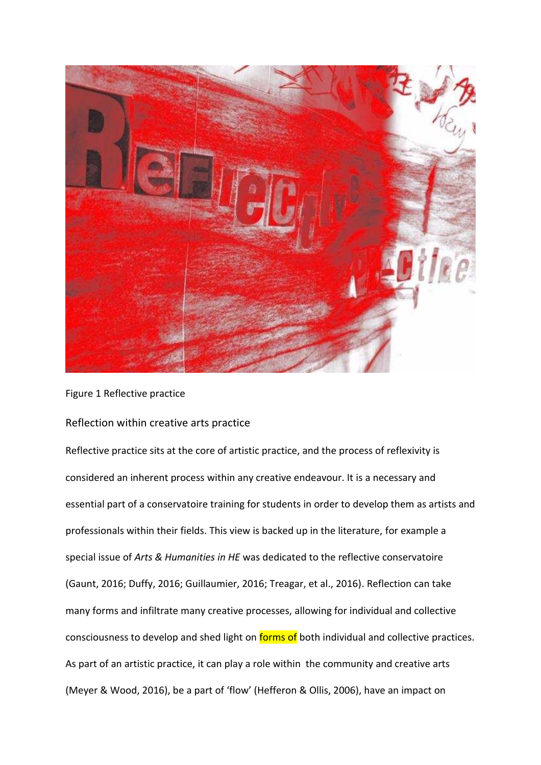Figure 1 Reflective practice

## Reflection within creative arts practice

Reflective practice sits at the core of artistic practice, and the process of reflexivity is considered an inherent process within any creative endeavour. It is a necessary and essential part of a conservatoire training for students in order to develop them as artists and professionals within their fields. This view is backed up in the literature, for example a special issue of *Arts & Humanities in HE* was dedicated to the reflective conservatoire (Gaunt, 2016; Duffy, 2016; Guillaumier, 2016; Treagar, et al., 2016). Reflection can take many forms and infiltrate many creative processes, allowing for individual and collective consciousness to develop and shed light on forms of both individual and collective practices. As part of an artistic practice, it can play a role within the community and creative arts (Meyer & Wood, 2016), be a part of 'flow' (Hefferon & Ollis, 2006), have an impact on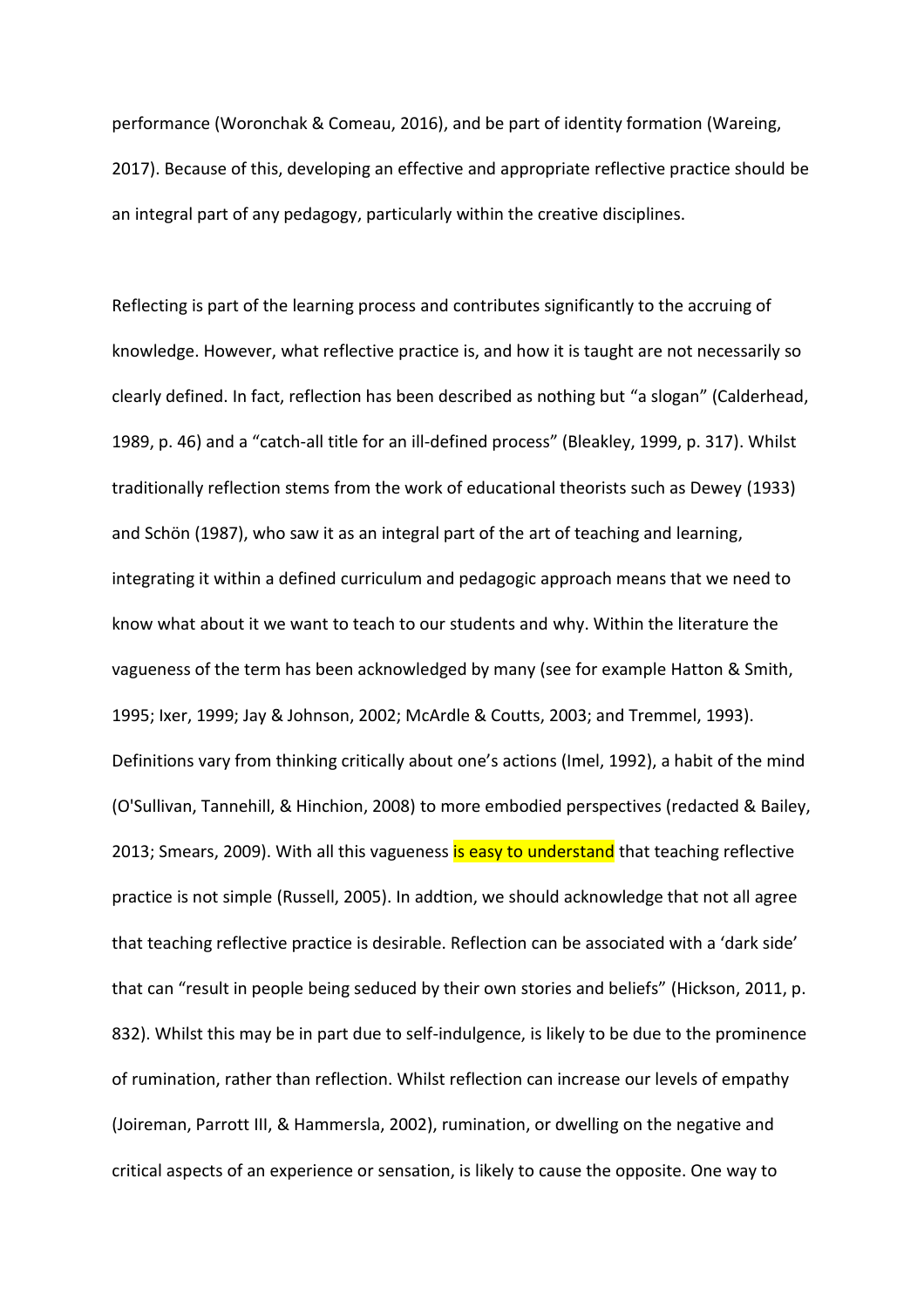performance (Woronchak & Comeau, 2016), and be part of identity formation (Wareing, 2017). Because of this, developing an effective and appropriate reflective practice should be an integral part of any pedagogy, particularly within the creative disciplines.

Reflecting is part of the learning process and contributes significantly to the accruing of knowledge. However, what reflective practice is, and how it is taught are not necessarily so clearly defined. In fact, reflection has been described as nothing but "a slogan" (Calderhead, 1989, p. 46) and a "catch-all title for an ill-defined process" (Bleakley, 1999, p. 317). Whilst traditionally reflection stems from the work of educational theorists such as Dewey (1933) and Schön (1987), who saw it as an integral part of the art of teaching and learning, integrating it within a defined curriculum and pedagogic approach means that we need to know what about it we want to teach to our students and why. Within the literature the vagueness of the term has been acknowledged by many (see for example Hatton & Smith, 1995; Ixer, 1999; Jay & Johnson, 2002; McArdle & Coutts, 2003; and Tremmel, 1993). Definitions vary from thinking critically about one's actions (Imel, 1992), a habit of the mind (O'Sullivan, Tannehill, & Hinchion, 2008) to more embodied perspectives (redacted & Bailey, 2013; Smears, 2009). With all this vagueness is easy to understand that teaching reflective practice is not simple (Russell, 2005). In addtion, we should acknowledge that not all agree that teaching reflective practice is desirable. Reflection can be associated with a 'dark side' that can "result in people being seduced by their own stories and beliefs" (Hickson, 2011, p. 832). Whilst this may be in part due to self-indulgence, is likely to be due to the prominence of rumination, rather than reflection. Whilst reflection can increase our levels of empathy (Joireman, Parrott III, & Hammersla, 2002), rumination, or dwelling on the negative and critical aspects of an experience or sensation, is likely to cause the opposite. One way to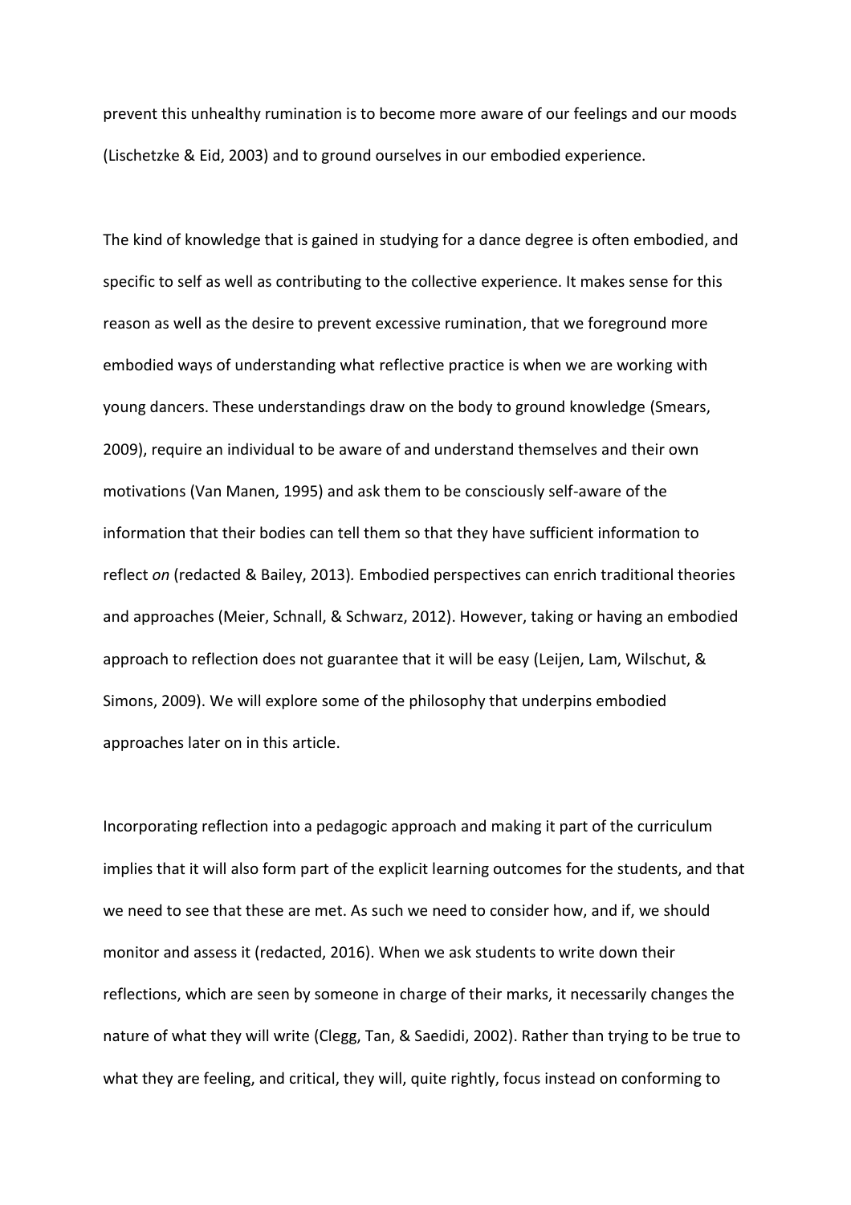prevent this unhealthy rumination is to become more aware of our feelings and our moods (Lischetzke & Eid, 2003) and to ground ourselves in our embodied experience.

The kind of knowledge that is gained in studying for a dance degree is often embodied, and specific to self as well as contributing to the collective experience. It makes sense for this reason as well as the desire to prevent excessive rumination, that we foreground more embodied ways of understanding what reflective practice is when we are working with young dancers. These understandings draw on the body to ground knowledge (Smears, 2009), require an individual to be aware of and understand themselves and their own motivations (Van Manen, 1995) and ask them to be consciously self-aware of the information that their bodies can tell them so that they have sufficient information to reflect *on* (redacted & Bailey, 2013)*.* Embodied perspectives can enrich traditional theories and approaches (Meier, Schnall, & Schwarz, 2012). However, taking or having an embodied approach to reflection does not guarantee that it will be easy (Leijen, Lam, Wilschut, & Simons, 2009). We will explore some of the philosophy that underpins embodied approaches later on in this article.

Incorporating reflection into a pedagogic approach and making it part of the curriculum implies that it will also form part of the explicit learning outcomes for the students, and that we need to see that these are met. As such we need to consider how, and if, we should monitor and assess it (redacted, 2016). When we ask students to write down their reflections, which are seen by someone in charge of their marks, it necessarily changes the nature of what they will write (Clegg, Tan, & Saedidi, 2002). Rather than trying to be true to what they are feeling, and critical, they will, quite rightly, focus instead on conforming to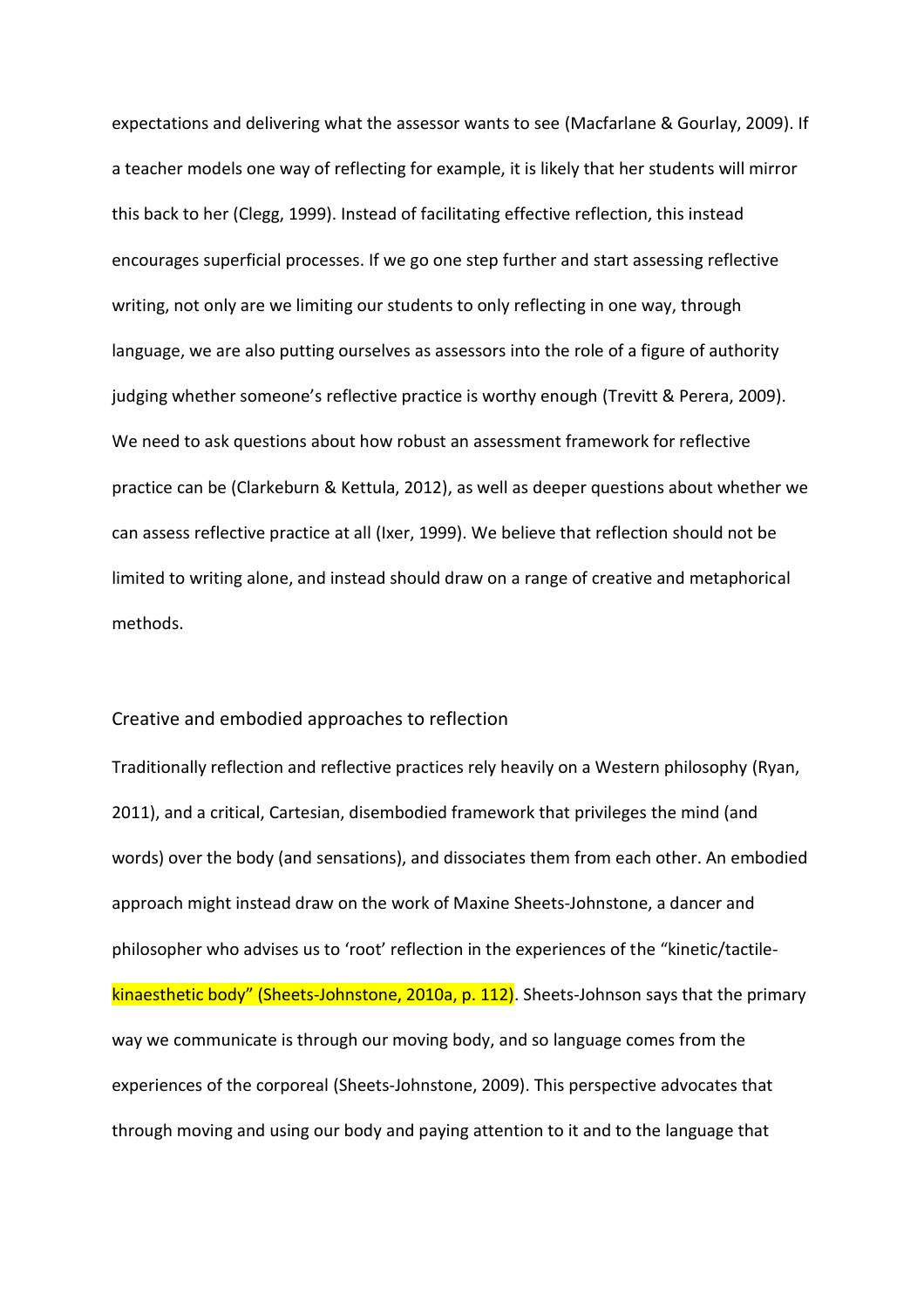expectations and delivering what the assessor wants to see (Macfarlane & Gourlay, 2009). If a teacher models one way of reflecting for example, it is likely that her students will mirror this back to her (Clegg, 1999). Instead of facilitating effective reflection, this instead encourages superficial processes. If we go one step further and start assessing reflective writing, not only are we limiting our students to only reflecting in one way, through language, we are also putting ourselves as assessors into the role of a figure of authority judging whether someone's reflective practice is worthy enough (Trevitt & Perera, 2009). We need to ask questions about how robust an assessment framework for reflective practice can be (Clarkeburn & Kettula, 2012), as well as deeper questions about whether we can assess reflective practice at all (Ixer, 1999). We believe that reflection should not be limited to writing alone, and instead should draw on a range of creative and metaphorical methods.

## Creative and embodied approaches to reflection

Traditionally reflection and reflective practices rely heavily on a Western philosophy (Ryan, 2011), and a critical, Cartesian, disembodied framework that privileges the mind (and words) over the body (and sensations), and dissociates them from each other. An embodied approach might instead draw on the work of Maxine Sheets-Johnstone, a dancer and philosopher who advises us to 'root' reflection in the experiences of the "kinetic/tactile-kinaesthetic body" (Sheets-Johnstone, 2010a, p. 112). Sheets-Johnson says that the primary way we communicate is through our moving body, and so language comes from the experiences of the corporeal (Sheets-Johnstone, 2009). This perspective advocates that through moving and using our body and paying attention to it and to the language that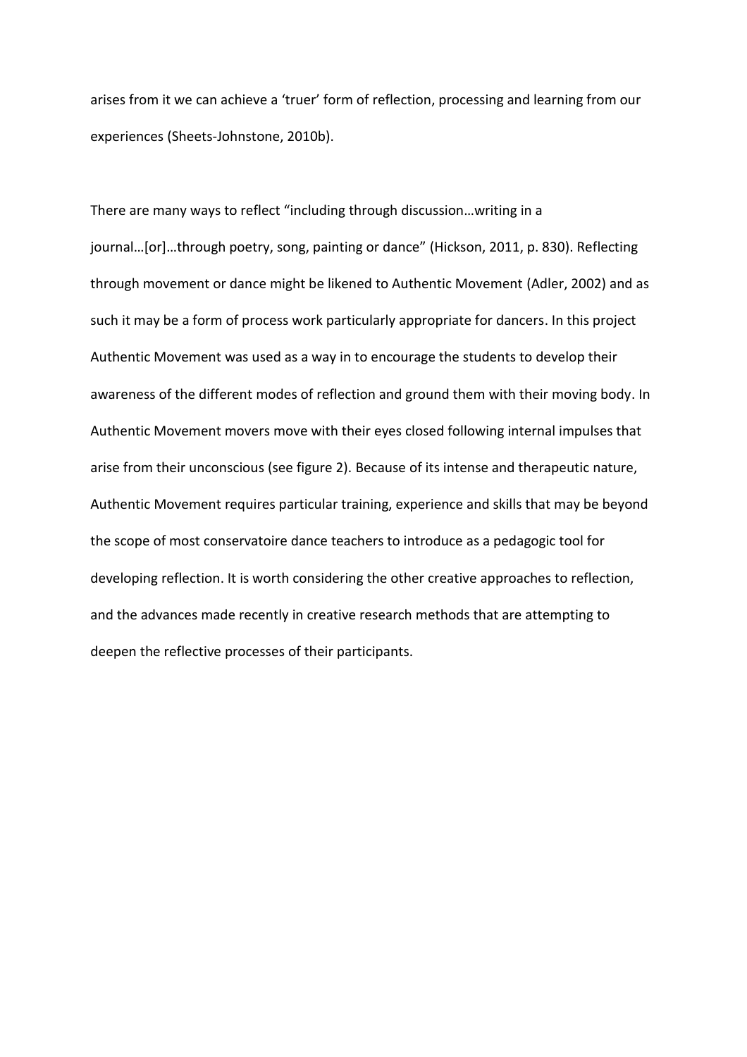arises from it we can achieve a 'truer' form of reflection, processing and learning from our experiences (Sheets-Johnstone, 2010b).

There are many ways to reflect "including through discussion…writing in a journal…[or]…through poetry, song, painting or dance" (Hickson, 2011, p. 830). Reflecting through movement or dance might be likened to Authentic Movement (Adler, 2002) and as such it may be a form of process work particularly appropriate for dancers. In this project Authentic Movement was used as a way in to encourage the students to develop their awareness of the different modes of reflection and ground them with their moving body. In Authentic Movement movers move with their eyes closed following internal impulses that arise from their unconscious (see figure 2). Because of its intense and therapeutic nature, Authentic Movement requires particular training, experience and skills that may be beyond the scope of most conservatoire dance teachers to introduce as a pedagogic tool for developing reflection. It is worth considering the other creative approaches to reflection, and the advances made recently in creative research methods that are attempting to deepen the reflective processes of their participants.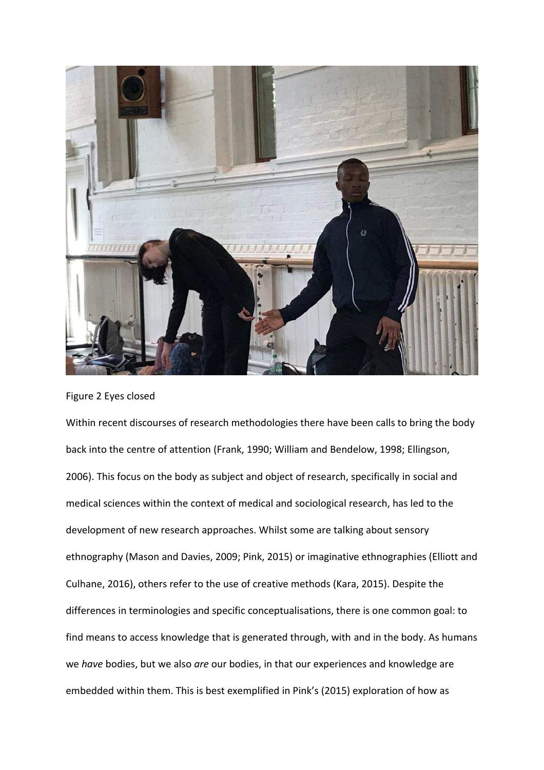Figure 2 Eyes closed

Within recent discourses of research methodologies there have been calls to bring the body back into the centre of attention (Frank, 1990; William and Bendelow, 1998; Ellingson, 2006). This focus on the body as subject and object of research, specifically in social and medical sciences within the context of medical and sociological research, has led to the development of new research approaches. Whilst some are talking about sensory ethnography (Mason and Davies, 2009; Pink, 2015) or imaginative ethnographies (Elliott and Culhane, 2016), others refer to the use of creative methods (Kara, 2015). Despite the differences in terminologies and specific conceptualisations, there is one common goal: to find means to access knowledge that is generated through, with and in the body. As humans we *have* bodies, but we also *are* our bodies, in that our experiences and knowledge are embedded within them. This is best exemplified in Pink's (2015) exploration of how as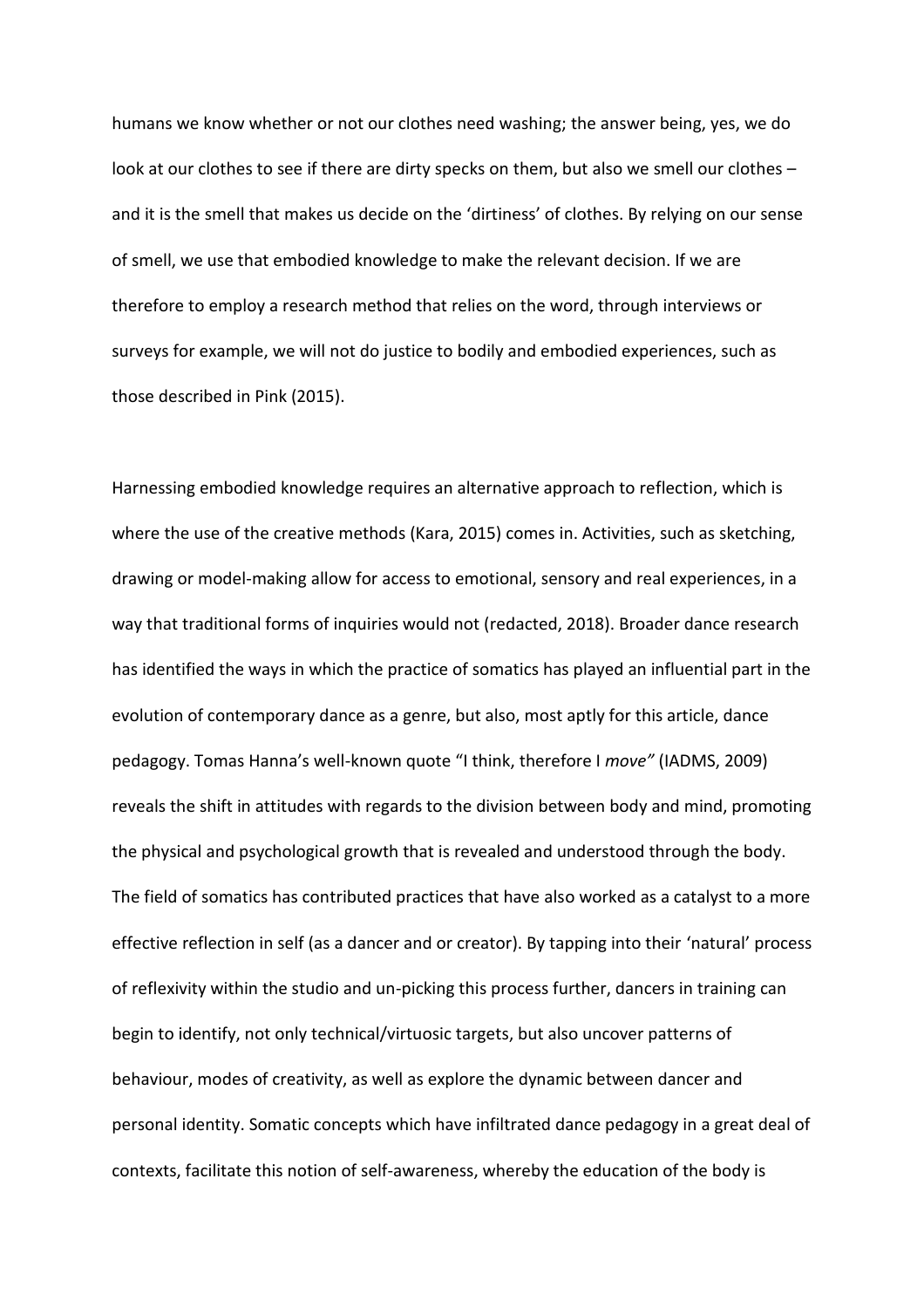humans we know whether or not our clothes need washing; the answer being, yes, we do look at our clothes to see if there are dirty specks on them, but also we smell our clothes – and it is the smell that makes us decide on the 'dirtiness' of clothes. By relying on our sense of smell, we use that embodied knowledge to make the relevant decision. If we are therefore to employ a research method that relies on the word, through interviews or surveys for example, we will not do justice to bodily and embodied experiences, such as those described in Pink (2015).

Harnessing embodied knowledge requires an alternative approach to reflection, which is where the use of the creative methods (Kara, 2015) comes in. Activities, such as sketching, drawing or model-making allow for access to emotional, sensory and real experiences, in a way that traditional forms of inquiries would not (redacted, 2018). Broader dance research has identified the ways in which the practice of somatics has played an influential part in the evolution of contemporary dance as a genre, but also, most aptly for this article, dance pedagogy. Tomas Hanna's well-known quote "I think, therefore I *move"* (IADMS, 2009) reveals the shift in attitudes with regards to the division between body and mind, promoting the physical and psychological growth that is revealed and understood through the body. The field of somatics has contributed practices that have also worked as a catalyst to a more effective reflection in self (as a dancer and or creator). By tapping into their 'natural' process of reflexivity within the studio and un-picking this process further, dancers in training can begin to identify, not only technical/virtuosic targets, but also uncover patterns of behaviour, modes of creativity, as well as explore the dynamic between dancer and personal identity. Somatic concepts which have infiltrated dance pedagogy in a great deal of contexts, facilitate this notion of self-awareness, whereby the education of the body is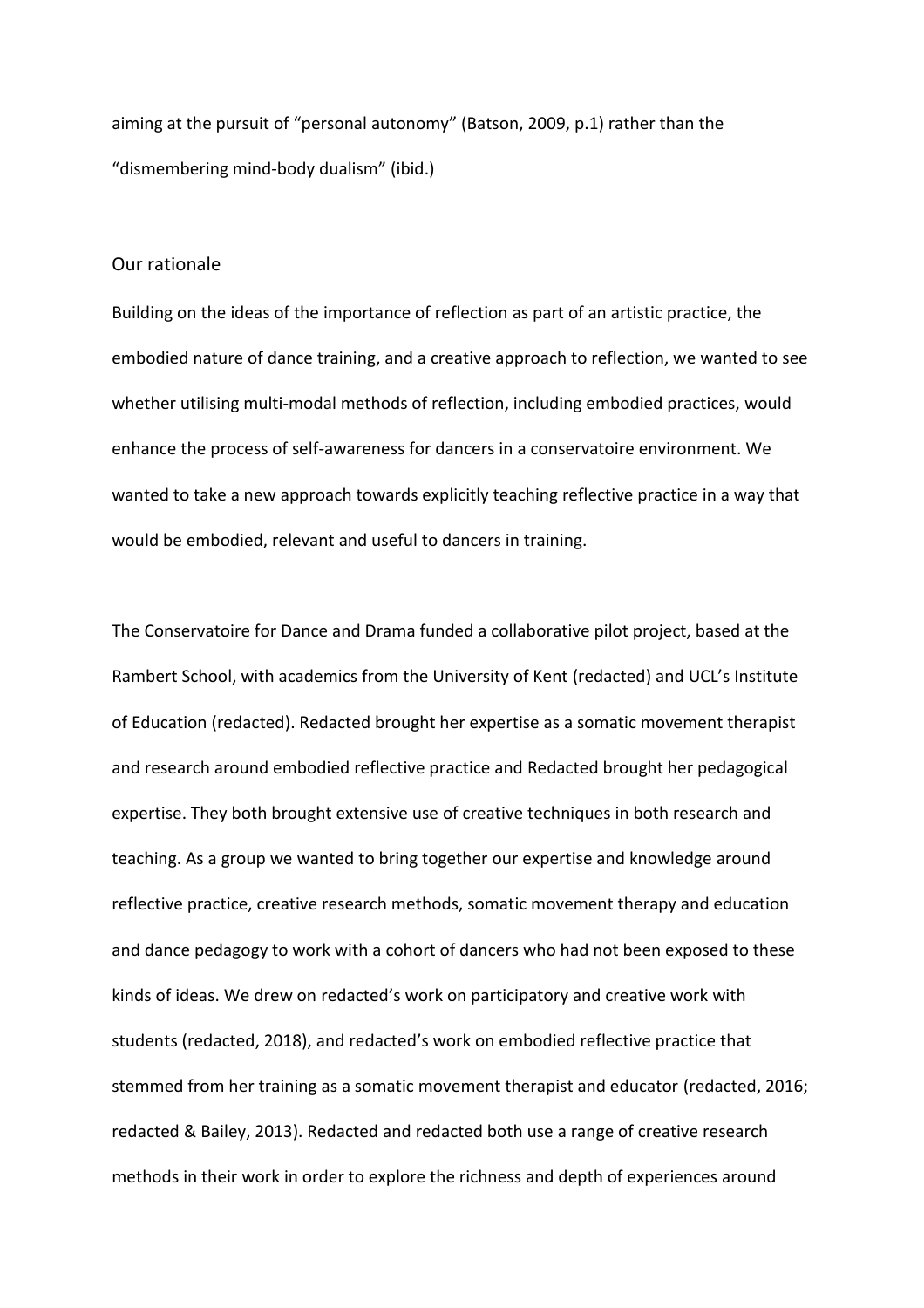aiming at the pursuit of "personal autonomy" (Batson, 2009, p.1) rather than the "dismembering mind-body dualism" (ibid.)

## Our rationale

Building on the ideas of the importance of reflection as part of an artistic practice, the embodied nature of dance training, and a creative approach to reflection, we wanted to see whether utilising multi-modal methods of reflection, including embodied practices, would enhance the process of self-awareness for dancers in a conservatoire environment. We wanted to take a new approach towards explicitly teaching reflective practice in a way that would be embodied, relevant and useful to dancers in training.

The Conservatoire for Dance and Drama funded a collaborative pilot project, based at the Rambert School, with academics from the University of Kent (redacted) and UCL's Institute of Education (redacted). Redacted brought her expertise as a somatic movement therapist and research around embodied reflective practice and Redacted brought her pedagogical expertise. They both brought extensive use of creative techniques in both research and teaching. As a group we wanted to bring together our expertise and knowledge around reflective practice, creative research methods, somatic movement therapy and education and dance pedagogy to work with a cohort of dancers who had not been exposed to these kinds of ideas. We drew on redacted's work on participatory and creative work with students (redacted, 2018), and redacted's work on embodied reflective practice that stemmed from her training as a somatic movement therapist and educator (redacted, 2016; redacted & Bailey, 2013). Redacted and redacted both use a range of creative research methods in their work in order to explore the richness and depth of experiences around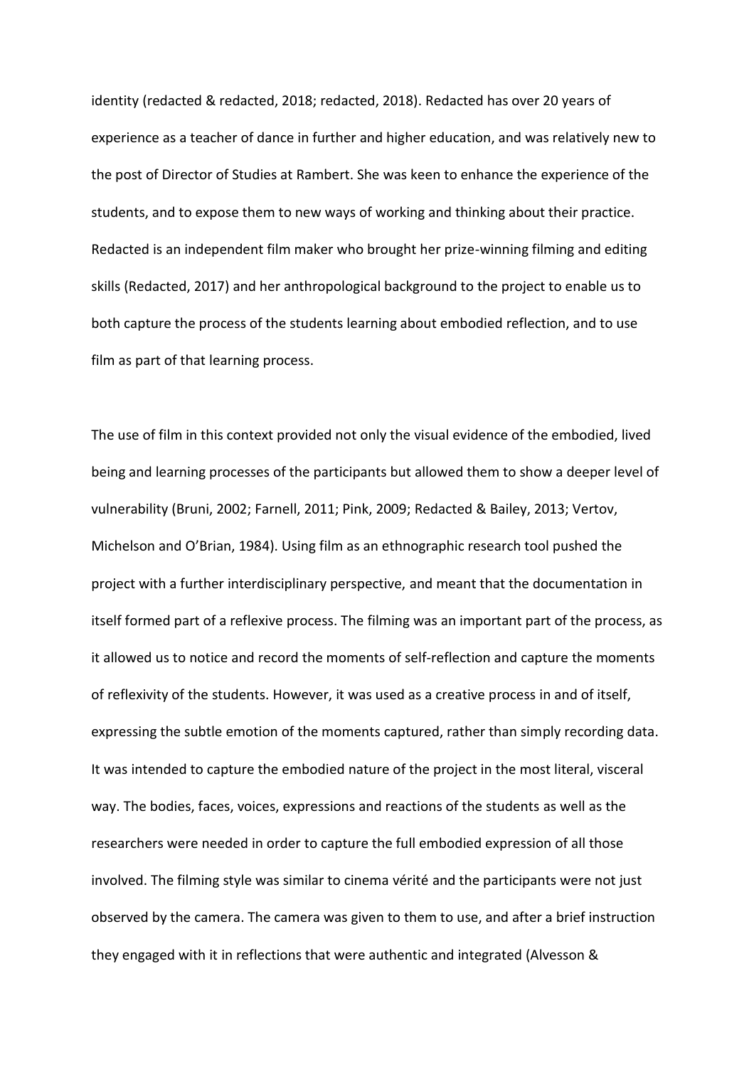identity (redacted & redacted, 2018; redacted, 2018). Redacted has over 20 years of experience as a teacher of dance in further and higher education, and was relatively new to the post of Director of Studies at Rambert. She was keen to enhance the experience of the students, and to expose them to new ways of working and thinking about their practice. Redacted is an independent film maker who brought her prize-winning filming and editing skills (Redacted, 2017) and her anthropological background to the project to enable us to both capture the process of the students learning about embodied reflection, and to use film as part of that learning process.

The use of film in this context provided not only the visual evidence of the embodied, lived being and learning processes of the participants but allowed them to show a deeper level of vulnerability (Bruni, 2002; Farnell, 2011; Pink, 2009; Redacted & Bailey, 2013; Vertov, Michelson and O'Brian, 1984). Using film as an ethnographic research tool pushed the project with a further interdisciplinary perspective, and meant that the documentation in itself formed part of a reflexive process. The filming was an important part of the process, as it allowed us to notice and record the moments of self-reflection and capture the moments of reflexivity of the students. However, it was used as a creative process in and of itself, expressing the subtle emotion of the moments captured, rather than simply recording data. It was intended to capture the embodied nature of the project in the most literal, visceral way. The bodies, faces, voices, expressions and reactions of the students as well as the researchers were needed in order to capture the full embodied expression of all those involved. The filming style was similar to cinema vérité and the participants were not just observed by the camera. The camera was given to them to use, and after a brief instruction they engaged with it in reflections that were authentic and integrated (Alvesson &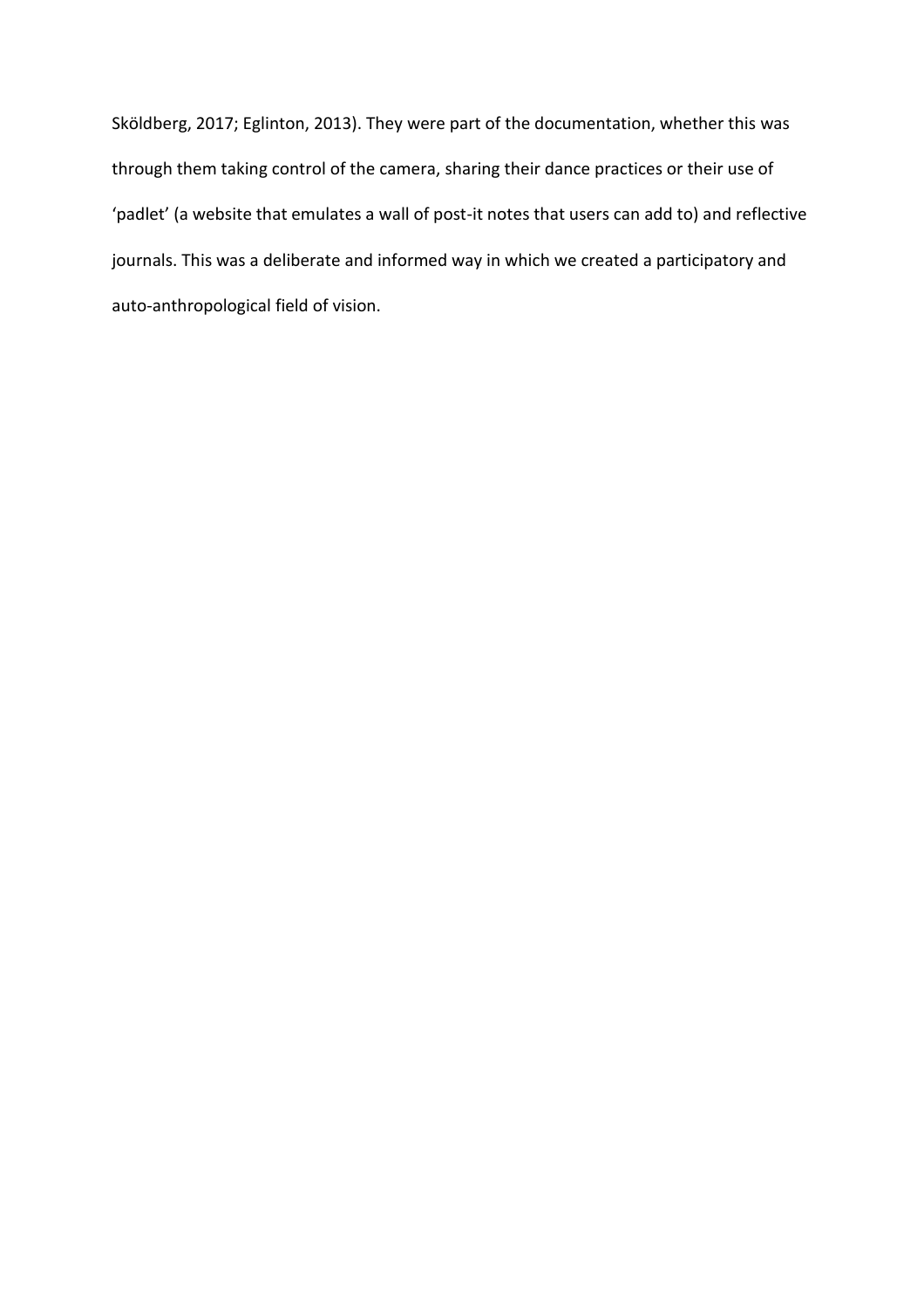Sköldberg, 2017; Eglinton, 2013). They were part of the documentation, whether this was through them taking control of the camera, sharing their dance practices or their use of 'padlet' (a website that emulates a wall of post-it notes that users can add to) and reflective journals. This was a deliberate and informed way in which we created a participatory and auto-anthropological field of vision.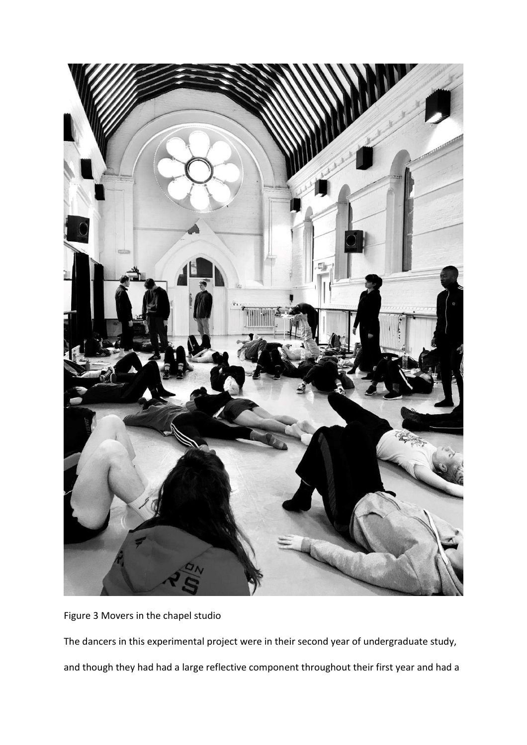Figure 3 Movers in the chapel studio

The dancers in this experimental project were in their second year of undergraduate study, and though they had had a large reflective component throughout their first year and had a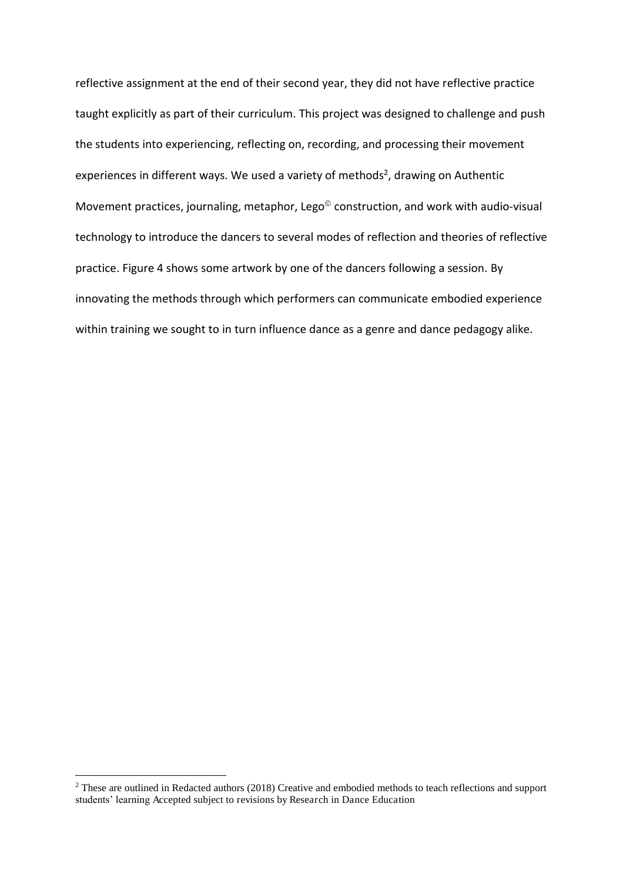reflective assignment at the end of their second year, they did not have reflective practice taught explicitly as part of their curriculum. This project was designed to challenge and push the students into experiencing, reflecting on, recording, and processing their movement experiences in different ways. We used a variety of methods[2], drawing on Authentic Movement practices, journaling, metaphor, Lego© construction, and work with audio-visual technology to introduce the dancers to several modes of reflection and theories of reflective practice. Figure 4 shows some artwork by one of the dancers following a session. By innovating the methods through which performers can communicate embodied experience within training we sought to in turn influence dance as a genre and dance pedagogy alike.

---

[2] These are outlined in Redacted authors (2018) Creative and embodied methods to teach reflections and support students' learning Accepted subject to revisions by Research in Dance Education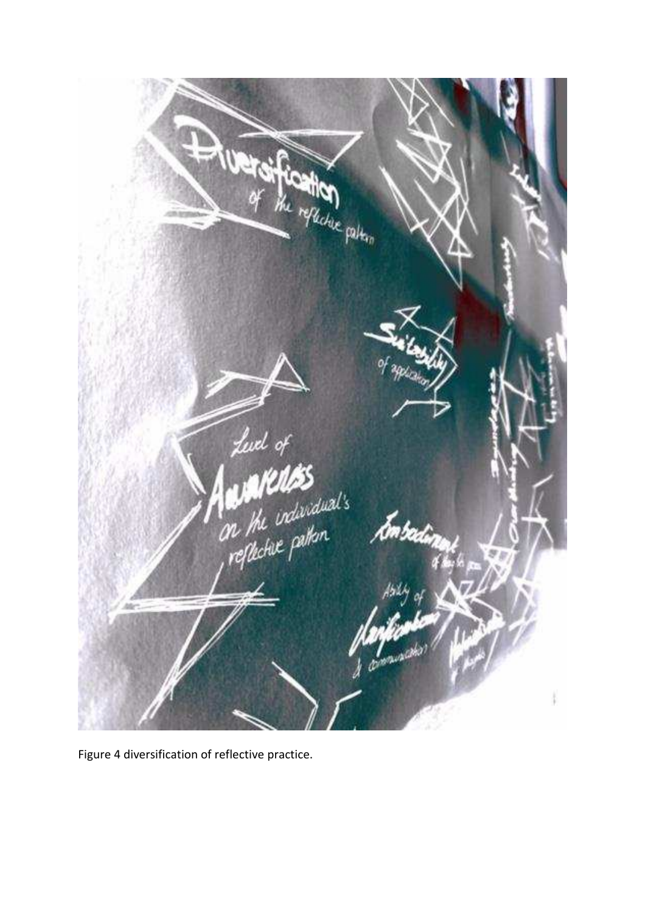Figure 4 diversification of reflective practice.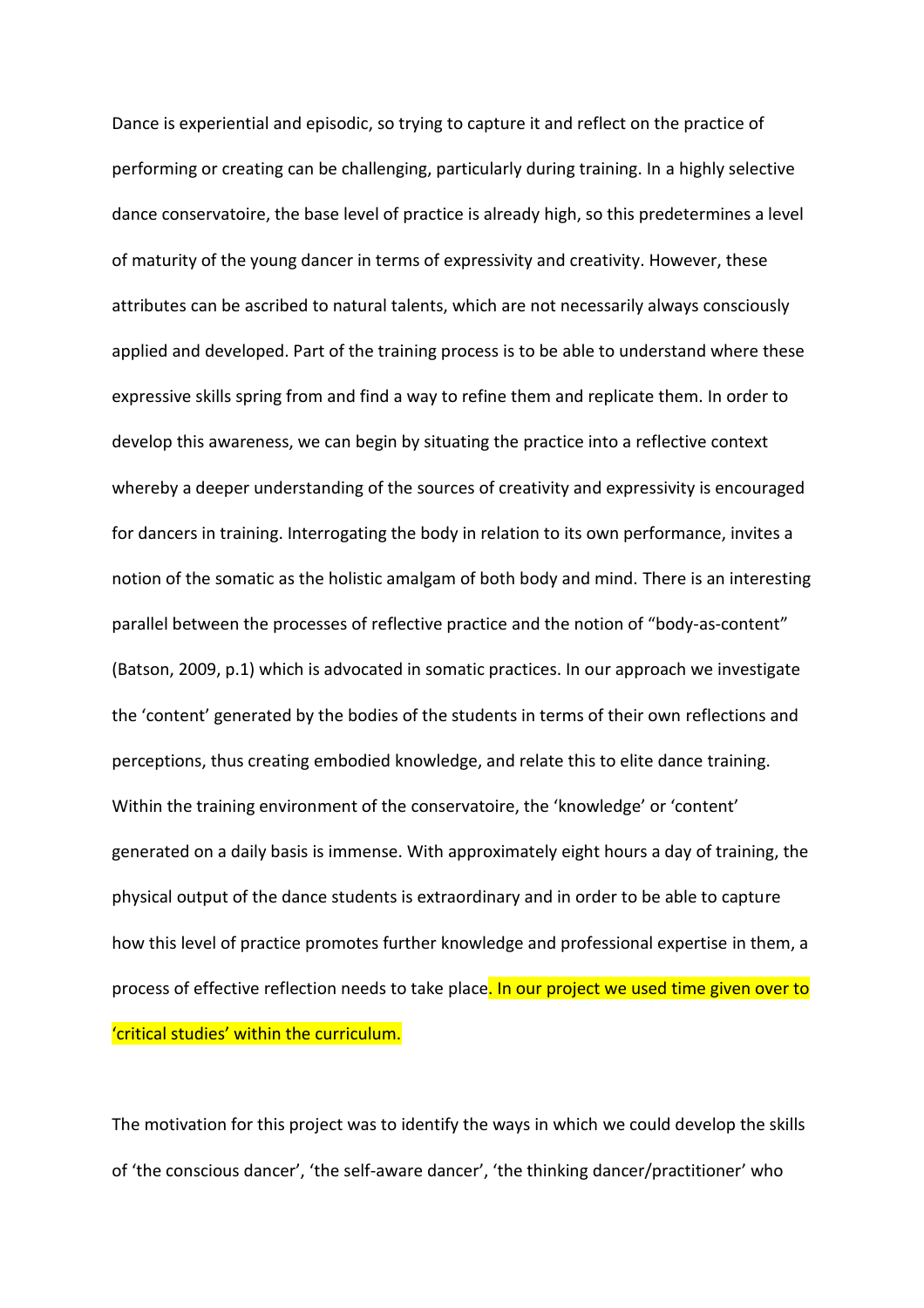Dance is experiential and episodic, so trying to capture it and reflect on the practice of performing or creating can be challenging, particularly during training. In a highly selective dance conservatoire, the base level of practice is already high, so this predetermines a level of maturity of the young dancer in terms of expressivity and creativity. However, these attributes can be ascribed to natural talents, which are not necessarily always consciously applied and developed. Part of the training process is to be able to understand where these expressive skills spring from and find a way to refine them and replicate them. In order to develop this awareness, we can begin by situating the practice into a reflective context whereby a deeper understanding of the sources of creativity and expressivity is encouraged for dancers in training. Interrogating the body in relation to its own performance, invites a notion of the somatic as the holistic amalgam of both body and mind. There is an interesting parallel between the processes of reflective practice and the notion of "body-as-content" (Batson, 2009, p.1) which is advocated in somatic practices. In our approach we investigate the 'content' generated by the bodies of the students in terms of their own reflections and perceptions, thus creating embodied knowledge, and relate this to elite dance training. Within the training environment of the conservatoire, the 'knowledge' or 'content' generated on a daily basis is immense. With approximately eight hours a day of training, the physical output of the dance students is extraordinary and in order to be able to capture how this level of practice promotes further knowledge and professional expertise in them, a process of effective reflection needs to take place. In our project we used time given over to 'critical studies' within the curriculum.

The motivation for this project was to identify the ways in which we could develop the skills of 'the conscious dancer', 'the self-aware dancer', 'the thinking dancer/practitioner' who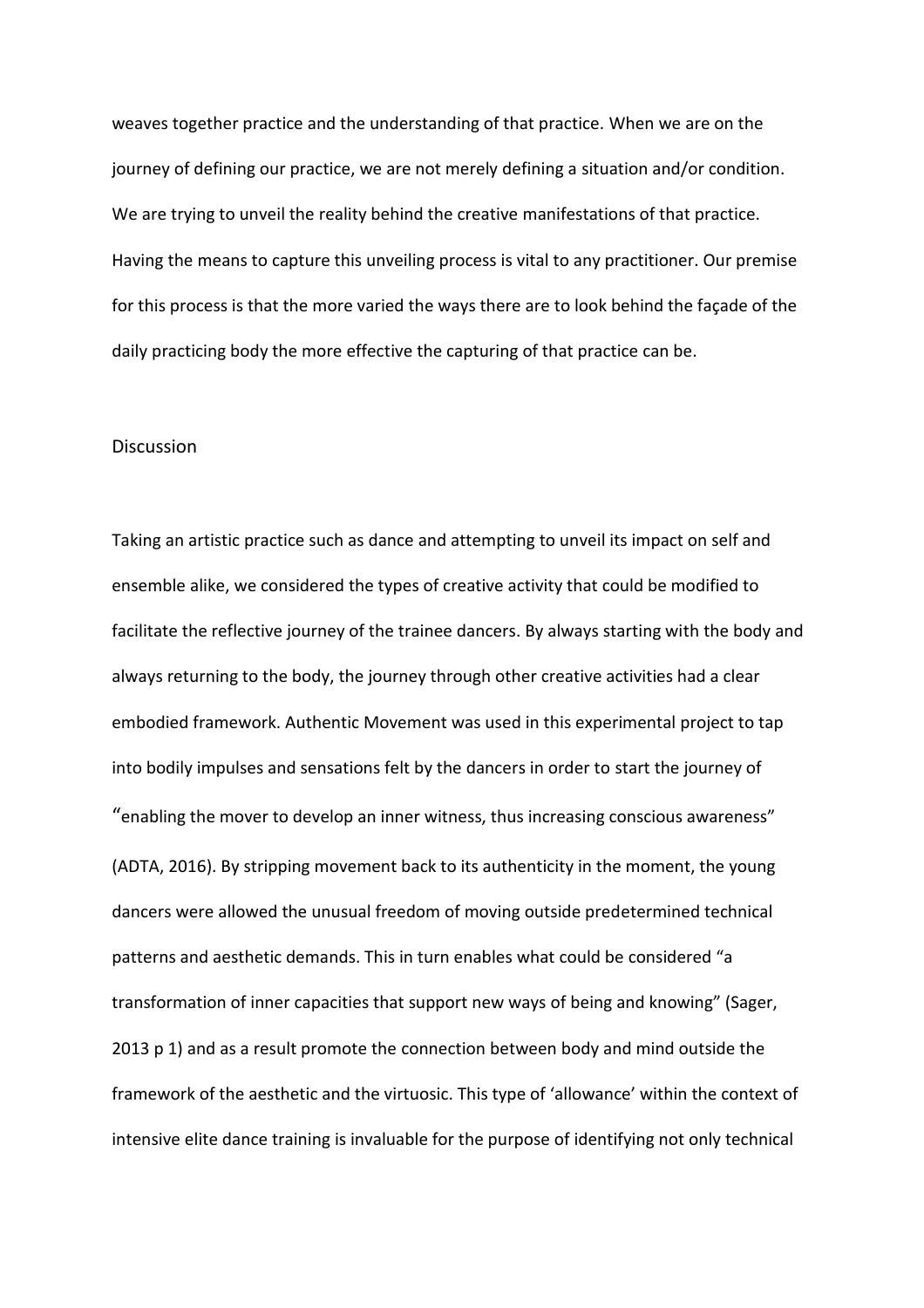weaves together practice and the understanding of that practice. When we are on the journey of defining our practice, we are not merely defining a situation and/or condition. We are trying to unveil the reality behind the creative manifestations of that practice. Having the means to capture this unveiling process is vital to any practitioner. Our premise for this process is that the more varied the ways there are to look behind the façade of the daily practicing body the more effective the capturing of that practice can be.

## Discussion

Taking an artistic practice such as dance and attempting to unveil its impact on self and ensemble alike, we considered the types of creative activity that could be modified to facilitate the reflective journey of the trainee dancers. By always starting with the body and always returning to the body, the journey through other creative activities had a clear embodied framework. Authentic Movement was used in this experimental project to tap into bodily impulses and sensations felt by the dancers in order to start the journey of "enabling the mover to develop an inner witness, thus increasing conscious awareness" (ADTA, 2016). By stripping movement back to its authenticity in the moment, the young dancers were allowed the unusual freedom of moving outside predetermined technical patterns and aesthetic demands. This in turn enables what could be considered "a transformation of inner capacities that support new ways of being and knowing" (Sager, 2013 p 1) and as a result promote the connection between body and mind outside the framework of the aesthetic and the virtuosic. This type of 'allowance' within the context of intensive elite dance training is invaluable for the purpose of identifying not only technical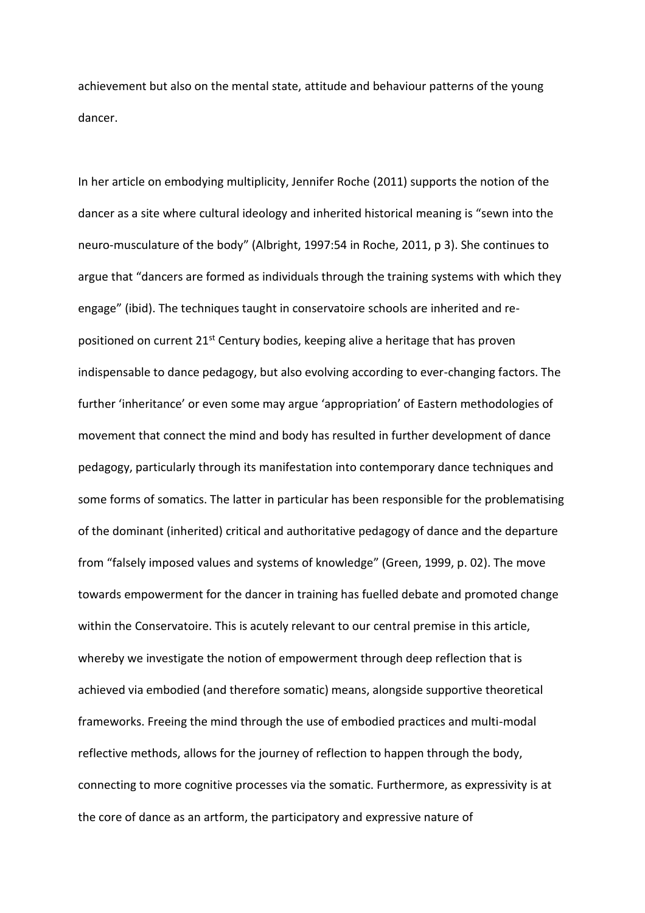achievement but also on the mental state, attitude and behaviour patterns of the young dancer.

In her article on embodying multiplicity, Jennifer Roche (2011) supports the notion of the dancer as a site where cultural ideology and inherited historical meaning is "sewn into the neuro-musculature of the body" (Albright, 1997:54 in Roche, 2011, p 3). She continues to argue that "dancers are formed as individuals through the training systems with which they engage" (ibid). The techniques taught in conservatoire schools are inherited and re-positioned on current 21st Century bodies, keeping alive a heritage that has proven indispensable to dance pedagogy, but also evolving according to ever-changing factors. The further 'inheritance' or even some may argue 'appropriation' of Eastern methodologies of movement that connect the mind and body has resulted in further development of dance pedagogy, particularly through its manifestation into contemporary dance techniques and some forms of somatics. The latter in particular has been responsible for the problematising of the dominant (inherited) critical and authoritative pedagogy of dance and the departure from "falsely imposed values and systems of knowledge" (Green, 1999, p. 02). The move towards empowerment for the dancer in training has fuelled debate and promoted change within the Conservatoire. This is acutely relevant to our central premise in this article, whereby we investigate the notion of empowerment through deep reflection that is achieved via embodied (and therefore somatic) means, alongside supportive theoretical frameworks. Freeing the mind through the use of embodied practices and multi-modal reflective methods, allows for the journey of reflection to happen through the body, connecting to more cognitive processes via the somatic. Furthermore, as expressivity is at the core of dance as an artform, the participatory and expressive nature of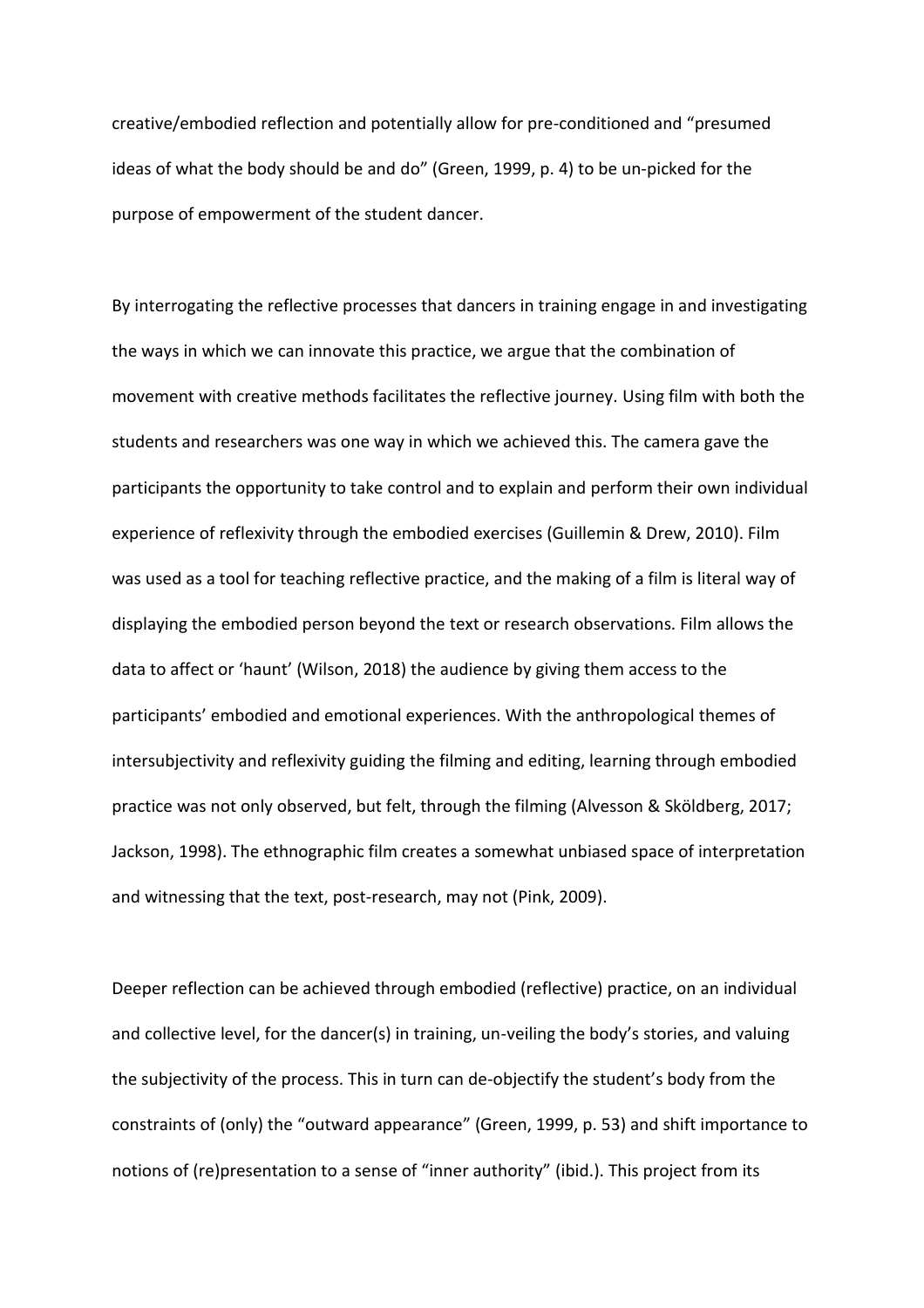creative/embodied reflection and potentially allow for pre-conditioned and "presumed ideas of what the body should be and do" (Green, 1999, p. 4) to be un-picked for the purpose of empowerment of the student dancer.

By interrogating the reflective processes that dancers in training engage in and investigating the ways in which we can innovate this practice, we argue that the combination of movement with creative methods facilitates the reflective journey. Using film with both the students and researchers was one way in which we achieved this. The camera gave the participants the opportunity to take control and to explain and perform their own individual experience of reflexivity through the embodied exercises (Guillemin & Drew, 2010). Film was used as a tool for teaching reflective practice, and the making of a film is literal way of displaying the embodied person beyond the text or research observations. Film allows the data to affect or 'haunt' (Wilson, 2018) the audience by giving them access to the participants' embodied and emotional experiences. With the anthropological themes of intersubjectivity and reflexivity guiding the filming and editing, learning through embodied practice was not only observed, but felt, through the filming (Alvesson & Sköldberg, 2017; Jackson, 1998). The ethnographic film creates a somewhat unbiased space of interpretation and witnessing that the text, post-research, may not (Pink, 2009).

Deeper reflection can be achieved through embodied (reflective) practice, on an individual and collective level, for the dancer(s) in training, un-veiling the body's stories, and valuing the subjectivity of the process. This in turn can de-objectify the student's body from the constraints of (only) the "outward appearance" (Green, 1999, p. 53) and shift importance to notions of (re)presentation to a sense of "inner authority" (ibid.). This project from its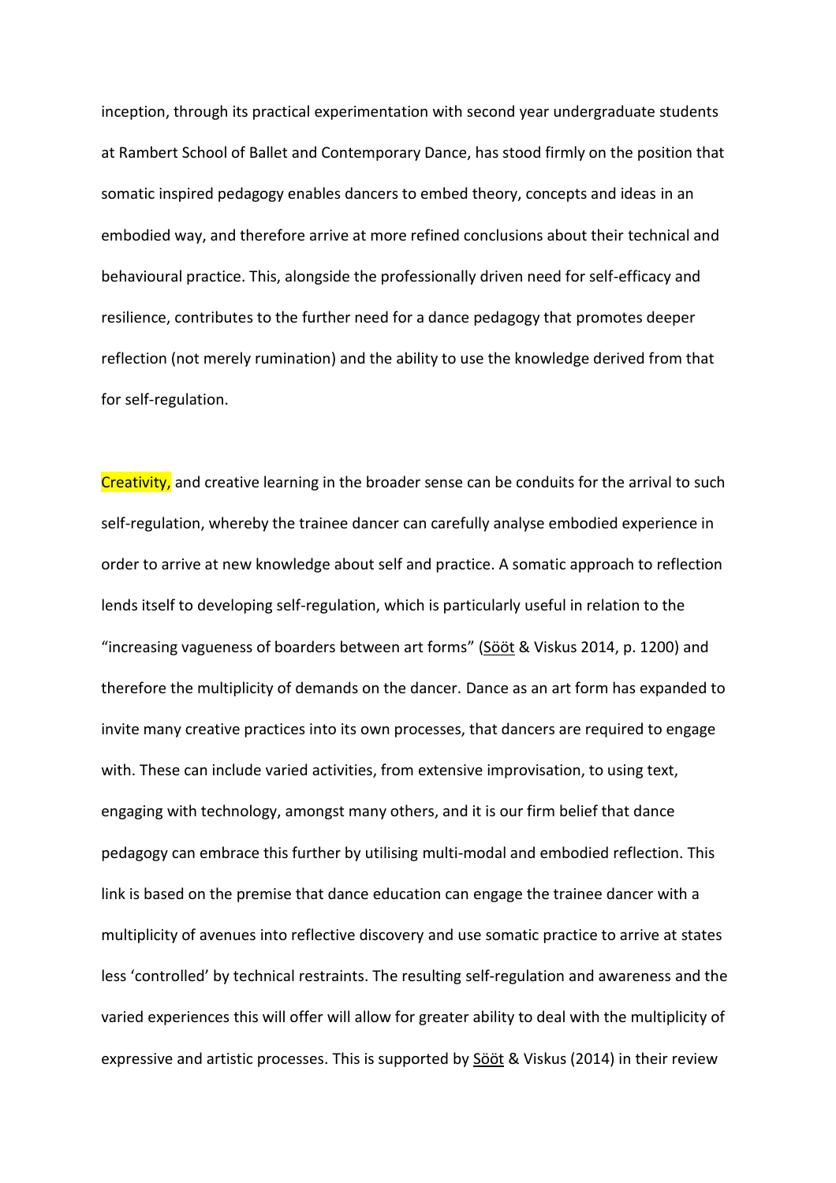inception, through its practical experimentation with second year undergraduate students at Rambert School of Ballet and Contemporary Dance, has stood firmly on the position that somatic inspired pedagogy enables dancers to embed theory, concepts and ideas in an embodied way, and therefore arrive at more refined conclusions about their technical and behavioural practice. This, alongside the professionally driven need for self-efficacy and resilience, contributes to the further need for a dance pedagogy that promotes deeper reflection (not merely rumination) and the ability to use the knowledge derived from that for self-regulation.

Creativity, and creative learning in the broader sense can be conduits for the arrival to such self-regulation, whereby the trainee dancer can carefully analyse embodied experience in order to arrive at new knowledge about self and practice. A somatic approach to reflection lends itself to developing self-regulation, which is particularly useful in relation to the "increasing vagueness of boarders between art forms" (Sööt & Viskus 2014, p. 1200) and therefore the multiplicity of demands on the dancer. Dance as an art form has expanded to invite many creative practices into its own processes, that dancers are required to engage with. These can include varied activities, from extensive improvisation, to using text, engaging with technology, amongst many others, and it is our firm belief that dance pedagogy can embrace this further by utilising multi-modal and embodied reflection. This link is based on the premise that dance education can engage the trainee dancer with a multiplicity of avenues into reflective discovery and use somatic practice to arrive at states less 'controlled' by technical restraints. The resulting self-regulation and awareness and the varied experiences this will offer will allow for greater ability to deal with the multiplicity of expressive and artistic processes. This is supported by Sööt & Viskus (2014) in their review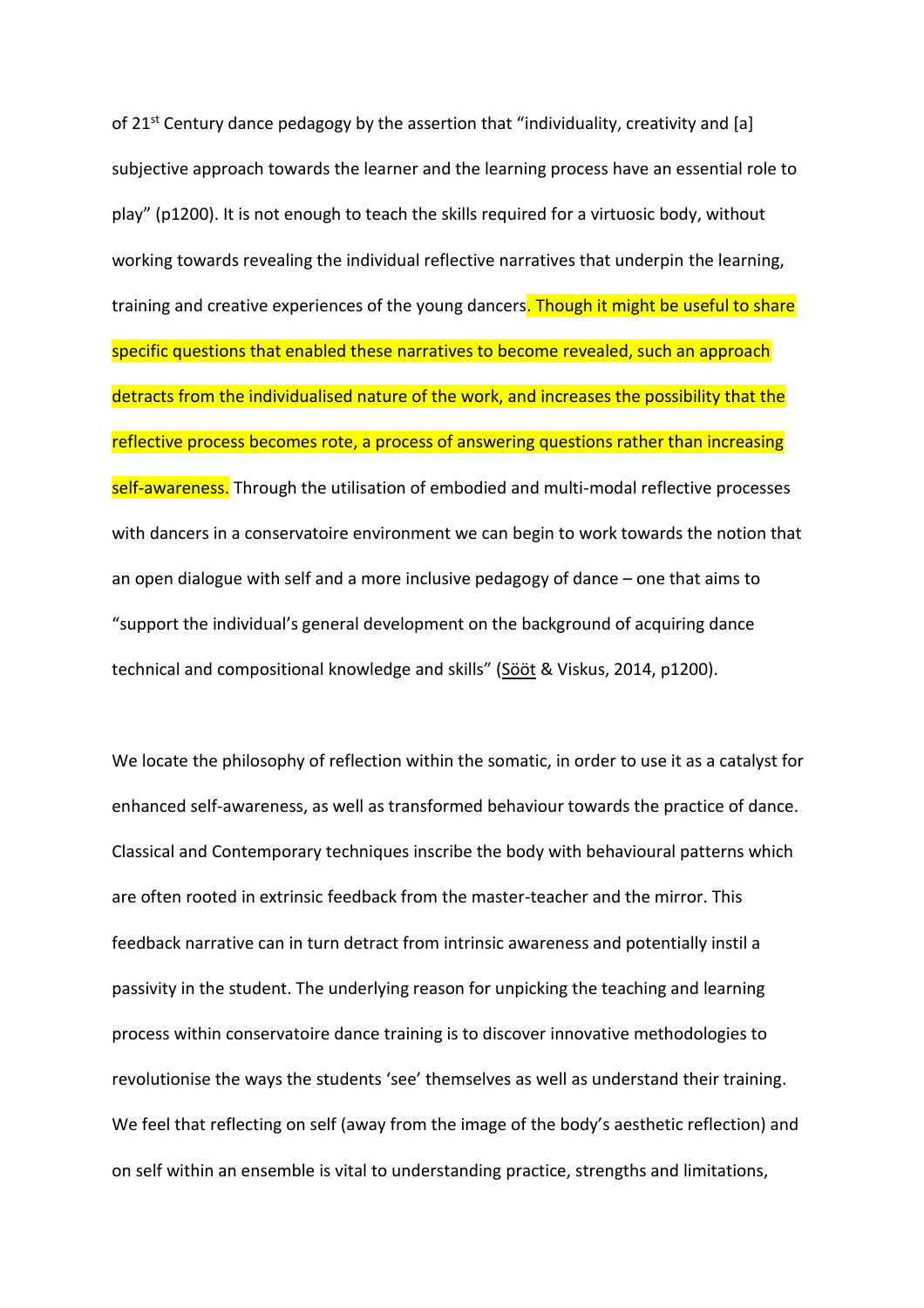of 21st Century dance pedagogy by the assertion that "individuality, creativity and [a] subjective approach towards the learner and the learning process have an essential role to play" (p1200). It is not enough to teach the skills required for a virtuosic body, without working towards revealing the individual reflective narratives that underpin the learning, training and creative experiences of the young dancers. Though it might be useful to share specific questions that enabled these narratives to become revealed, such an approach detracts from the individualised nature of the work, and increases the possibility that the reflective process becomes rote, a process of answering questions rather than increasing self-awareness. Through the utilisation of embodied and multi-modal reflective processes with dancers in a conservatoire environment we can begin to work towards the notion that an open dialogue with self and a more inclusive pedagogy of dance – one that aims to "support the individual's general development on the background of acquiring dance technical and compositional knowledge and skills" (Sööt & Viskus, 2014, p1200).

We locate the philosophy of reflection within the somatic, in order to use it as a catalyst for enhanced self-awareness, as well as transformed behaviour towards the practice of dance. Classical and Contemporary techniques inscribe the body with behavioural patterns which are often rooted in extrinsic feedback from the master-teacher and the mirror. This feedback narrative can in turn detract from intrinsic awareness and potentially instil a passivity in the student. The underlying reason for unpicking the teaching and learning process within conservatoire dance training is to discover innovative methodologies to revolutionise the ways the students 'see' themselves as well as understand their training. We feel that reflecting on self (away from the image of the body's aesthetic reflection) and on self within an ensemble is vital to understanding practice, strengths and limitations,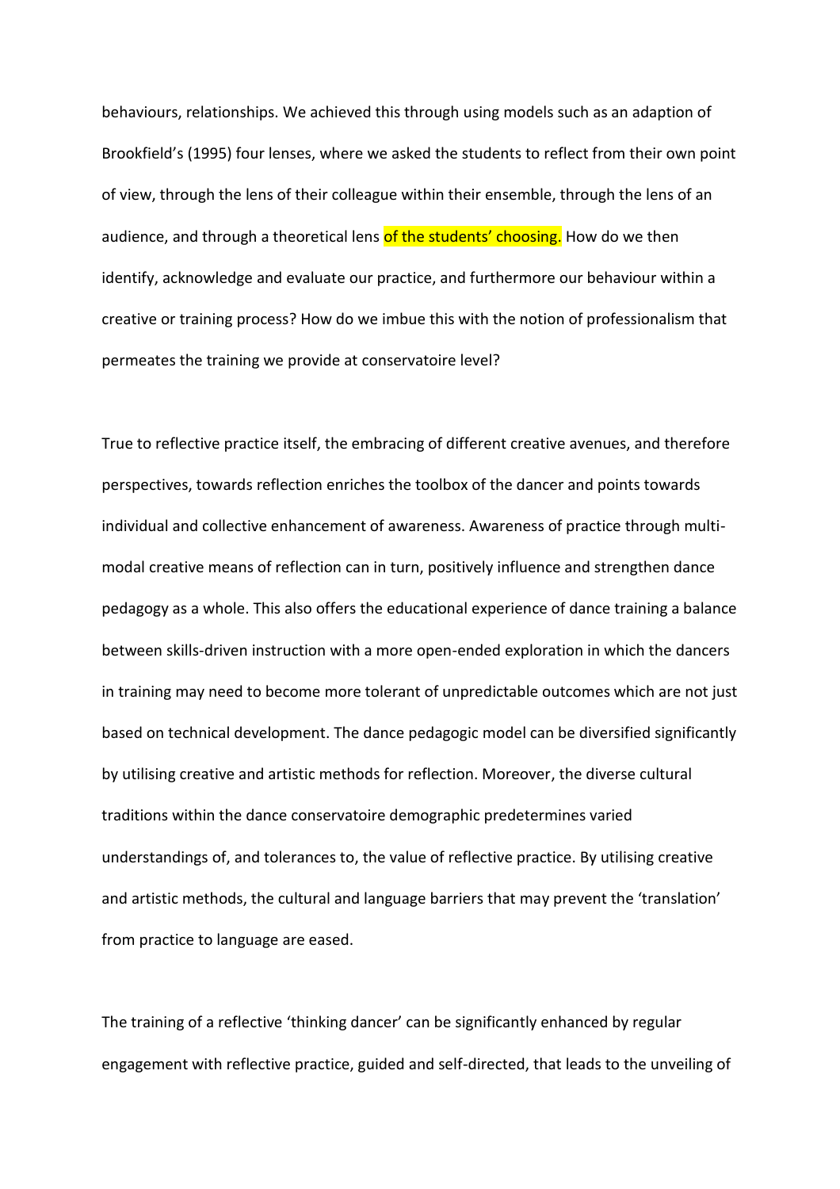behaviours, relationships. We achieved this through using models such as an adaption of Brookfield's (1995) four lenses, where we asked the students to reflect from their own point of view, through the lens of their colleague within their ensemble, through the lens of an audience, and through a theoretical lens of the students' choosing. How do we then identify, acknowledge and evaluate our practice, and furthermore our behaviour within a creative or training process? How do we imbue this with the notion of professionalism that permeates the training we provide at conservatoire level?

True to reflective practice itself, the embracing of different creative avenues, and therefore perspectives, towards reflection enriches the toolbox of the dancer and points towards individual and collective enhancement of awareness. Awareness of practice through multi-modal creative means of reflection can in turn, positively influence and strengthen dance pedagogy as a whole. This also offers the educational experience of dance training a balance between skills-driven instruction with a more open-ended exploration in which the dancers in training may need to become more tolerant of unpredictable outcomes which are not just based on technical development. The dance pedagogic model can be diversified significantly by utilising creative and artistic methods for reflection. Moreover, the diverse cultural traditions within the dance conservatoire demographic predetermines varied understandings of, and tolerances to, the value of reflective practice. By utilising creative and artistic methods, the cultural and language barriers that may prevent the 'translation' from practice to language are eased.

The training of a reflective 'thinking dancer' can be significantly enhanced by regular engagement with reflective practice, guided and self-directed, that leads to the unveiling of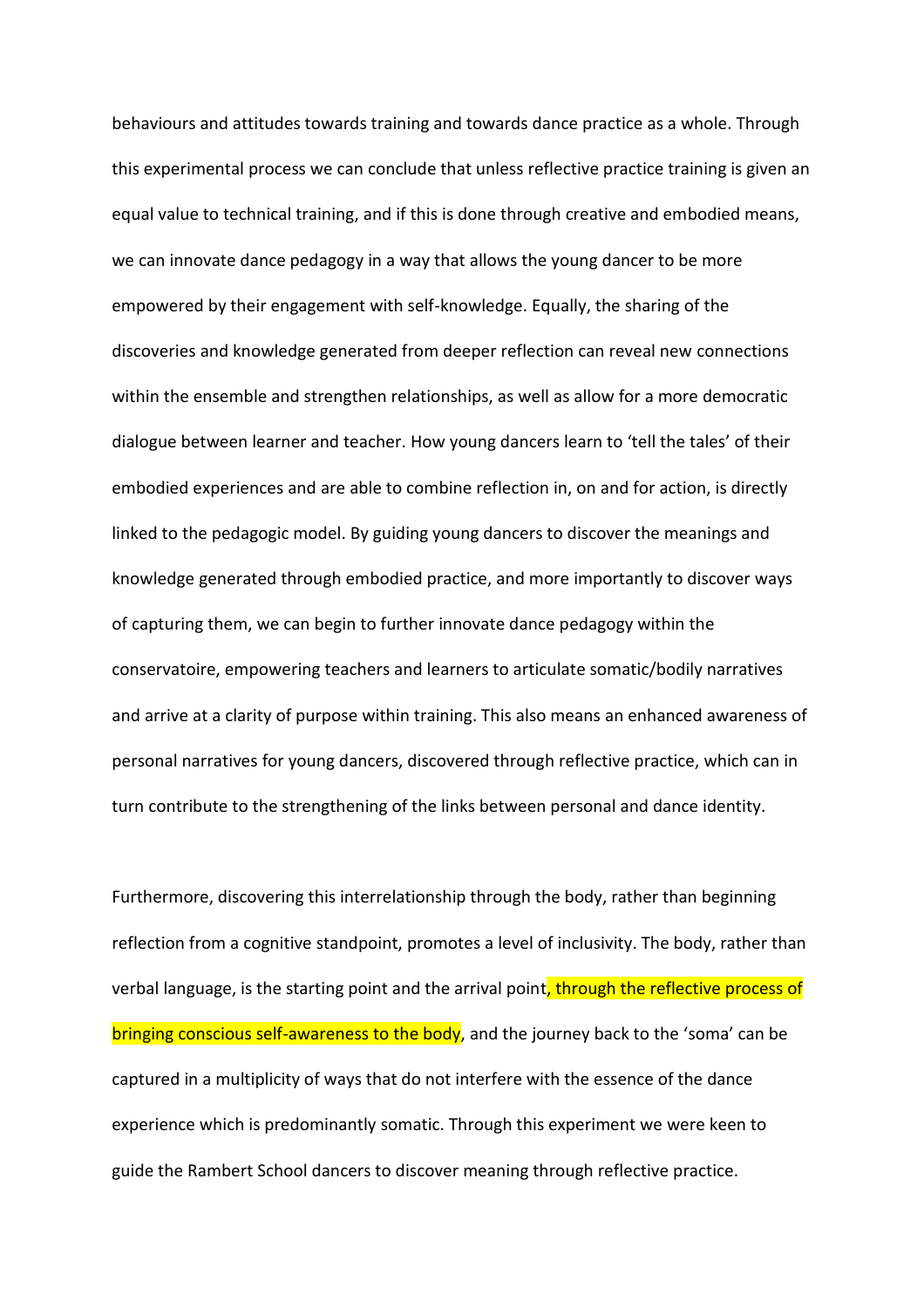behaviours and attitudes towards training and towards dance practice as a whole. Through this experimental process we can conclude that unless reflective practice training is given an equal value to technical training, and if this is done through creative and embodied means, we can innovate dance pedagogy in a way that allows the young dancer to be more empowered by their engagement with self-knowledge. Equally, the sharing of the discoveries and knowledge generated from deeper reflection can reveal new connections within the ensemble and strengthen relationships, as well as allow for a more democratic dialogue between learner and teacher. How young dancers learn to 'tell the tales' of their embodied experiences and are able to combine reflection in, on and for action, is directly linked to the pedagogic model. By guiding young dancers to discover the meanings and knowledge generated through embodied practice, and more importantly to discover ways of capturing them, we can begin to further innovate dance pedagogy within the conservatoire, empowering teachers and learners to articulate somatic/bodily narratives and arrive at a clarity of purpose within training. This also means an enhanced awareness of personal narratives for young dancers, discovered through reflective practice, which can in turn contribute to the strengthening of the links between personal and dance identity.

Furthermore, discovering this interrelationship through the body, rather than beginning reflection from a cognitive standpoint, promotes a level of inclusivity. The body, rather than verbal language, is the starting point and the arrival point, through the reflective process of bringing conscious self-awareness to the body, and the journey back to the 'soma' can be captured in a multiplicity of ways that do not interfere with the essence of the dance experience which is predominantly somatic. Through this experiment we were keen to guide the Rambert School dancers to discover meaning through reflective practice.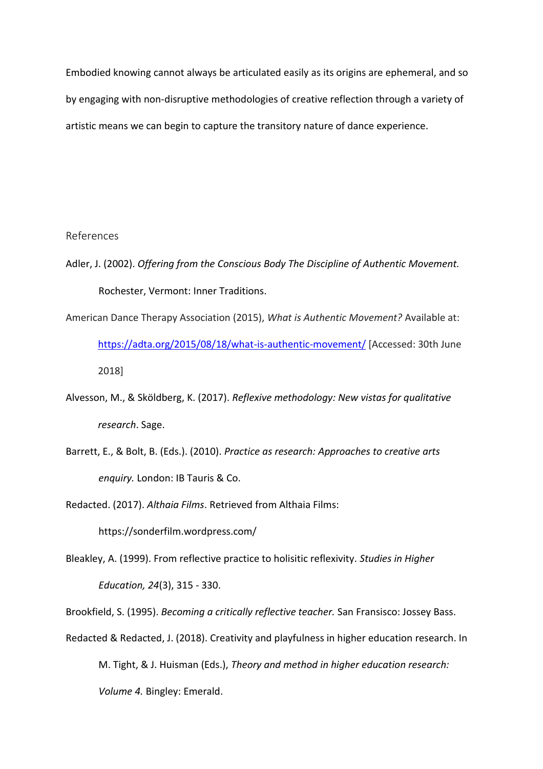Embodied knowing cannot always be articulated easily as its origins are ephemeral, and so by engaging with non-disruptive methodologies of creative reflection through a variety of artistic means we can begin to capture the transitory nature of dance experience.

## References

Adler, J. (2002). *Offering from the Conscious Body The Discipline of Authentic Movement.* Rochester, Vermont: Inner Traditions.

American Dance Therapy Association (2015), *What is Authentic Movement?* Available at: https://adta.org/2015/08/18/what-is-authentic-movement/ [Accessed: 30th June 2018]

Alvesson, M., & Sköldberg, K. (2017). *Reflexive methodology: New vistas for qualitative research*. Sage.

Barrett, E., & Bolt, B. (Eds.). (2010). *Practice as research: Approaches to creative arts enquiry.* London: IB Tauris & Co.

Redacted. (2017). *Althaia Films*. Retrieved from Althaia Films: https://sonderfilm.wordpress.com/

Bleakley, A. (1999). From reflective practice to holisitic reflexivity. *Studies in Higher Education, 24*(3), 315 - 330.

Brookfield, S. (1995). *Becoming a critically reflective teacher.* San Fransisco: Jossey Bass.

Redacted & Redacted, J. (2018). Creativity and playfulness in higher education research. In M. Tight, & J. Huisman (Eds.), *Theory and method in higher education research: Volume 4.* Bingley: Emerald.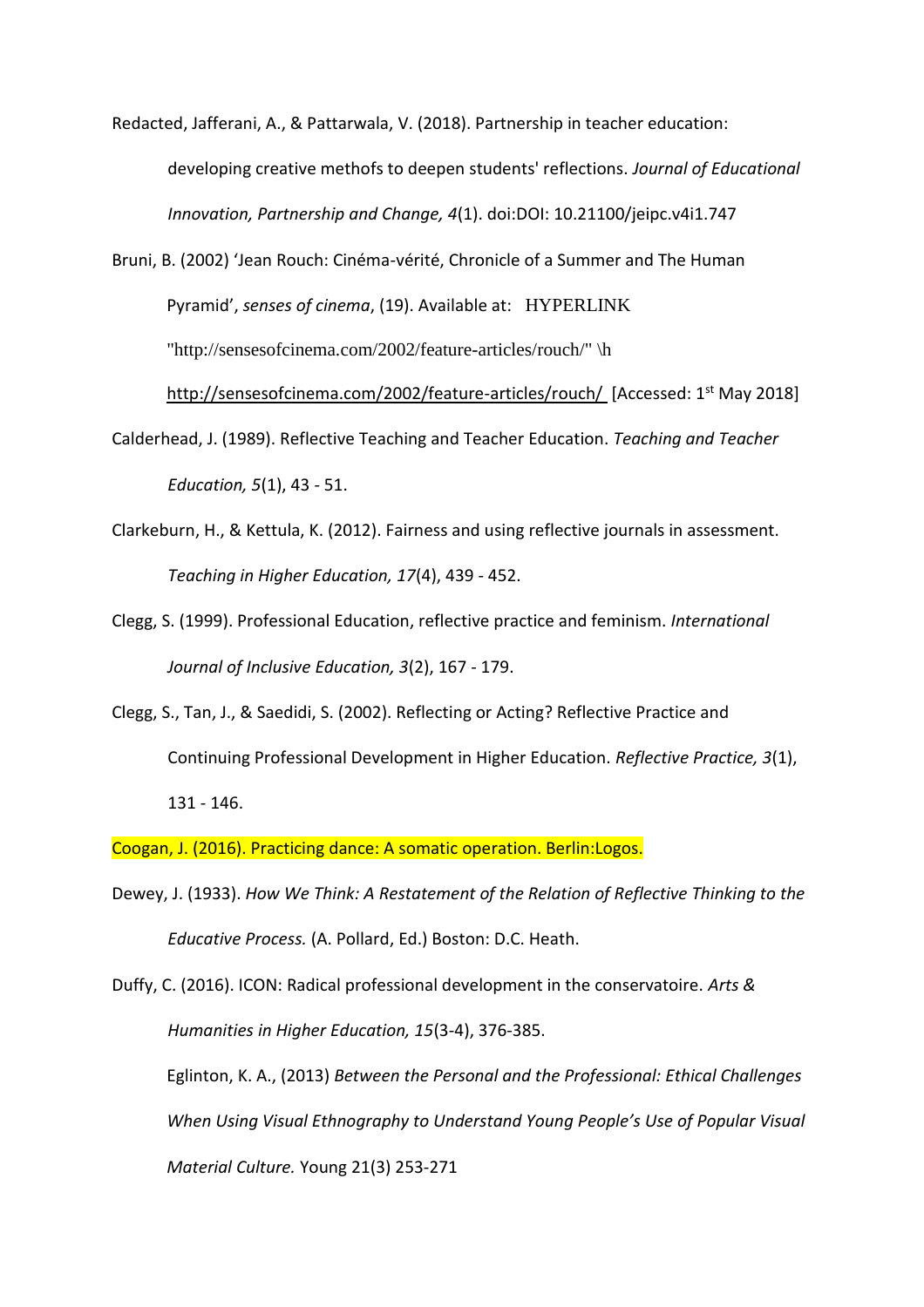Redacted, Jafferani, A., & Pattarwala, V. (2018). Partnership in teacher education: developing creative methofs to deepen students' reflections. *Journal of Educational Innovation, Partnership and Change, 4*(1). doi:DOI: 10.21100/jeipc.v4i1.747

Bruni, B. (2002) 'Jean Rouch: Cinéma-vérité, Chronicle of a Summer and The Human Pyramid', *senses of cinema*, (19). Available at: HYPERLINK "http://sensesofcinema.com/2002/feature-articles/rouch/" \h http://sensesofcinema.com/2002/feature-articles/rouch/ [Accessed: 1st May 2018]

Calderhead, J. (1989). Reflective Teaching and Teacher Education. *Teaching and Teacher Education, 5*(1), 43 - 51.

Clarkeburn, H., & Kettula, K. (2012). Fairness and using reflective journals in assessment. *Teaching in Higher Education, 17*(4), 439 - 452.

Clegg, S. (1999). Professional Education, reflective practice and feminism. *International Journal of Inclusive Education, 3*(2), 167 - 179.

Clegg, S., Tan, J., & Saedidi, S. (2002). Reflecting or Acting? Reflective Practice and Continuing Professional Development in Higher Education. *Reflective Practice, 3*(1), 131 - 146.

Coogan, J. (2016). Practicing dance: A somatic operation. Berlin:Logos.

Dewey, J. (1933). *How We Think: A Restatement of the Relation of Reflective Thinking to the Educative Process.* (A. Pollard, Ed.) Boston: D.C. Heath.

Duffy, C. (2016). ICON: Radical professional development in the conservatoire. *Arts & Humanities in Higher Education, 15*(3-4), 376-385.

Eglinton, K. A., (2013) *Between the Personal and the Professional: Ethical Challenges When Using Visual Ethnography to Understand Young People's Use of Popular Visual Material Culture.* Young 21(3) 253-271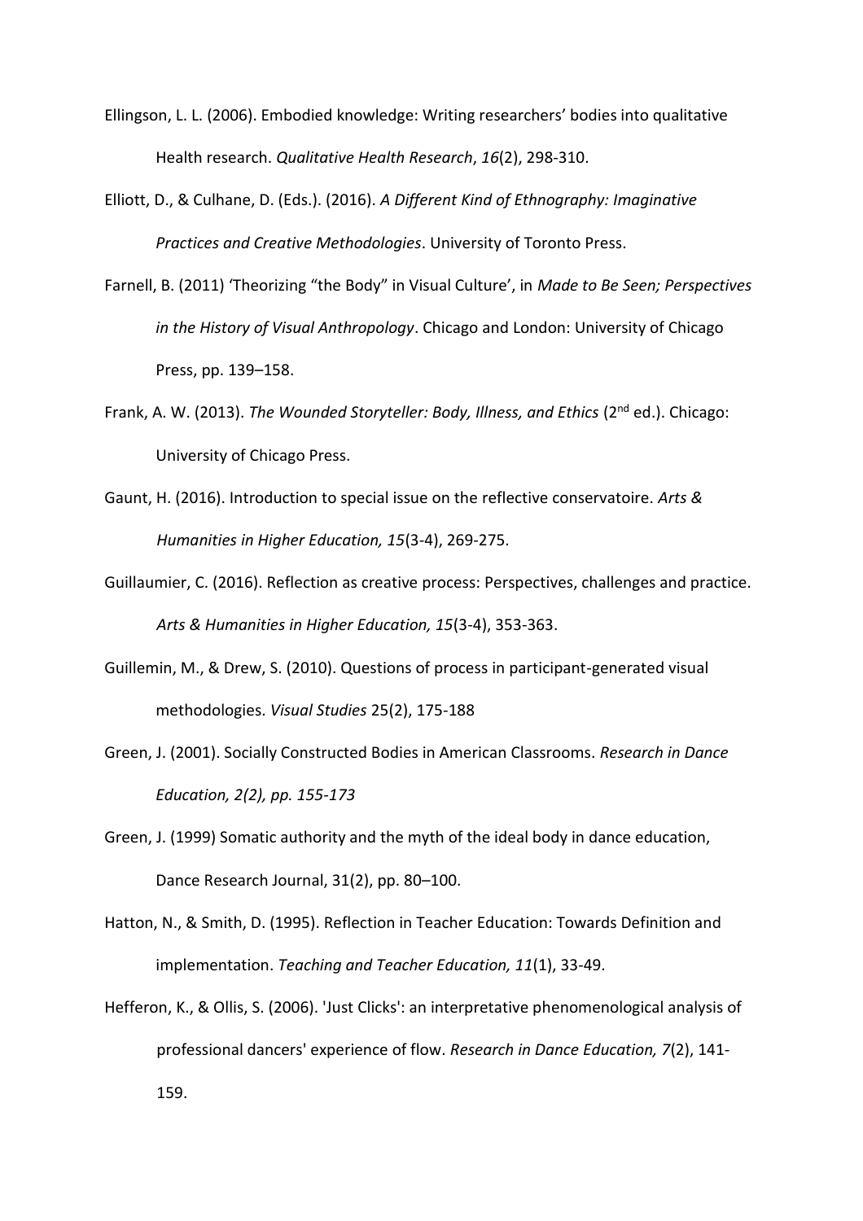Ellingson, L. L. (2006). Embodied knowledge: Writing researchers' bodies into qualitative Health research. *Qualitative Health Research*, *16*(2), 298-310.

Elliott, D., & Culhane, D. (Eds.). (2016). *A Different Kind of Ethnography: Imaginative Practices and Creative Methodologies*. University of Toronto Press.

Farnell, B. (2011) 'Theorizing "the Body" in Visual Culture', in *Made to Be Seen; Perspectives in the History of Visual Anthropology*. Chicago and London: University of Chicago Press, pp. 139–158.

Frank, A. W. (2013). *The Wounded Storyteller: Body, Illness, and Ethics* (2nd ed.). Chicago: University of Chicago Press.

Gaunt, H. (2016). Introduction to special issue on the reflective conservatoire. *Arts & Humanities in Higher Education, 15*(3-4), 269-275.

Guillaumier, C. (2016). Reflection as creative process: Perspectives, challenges and practice. *Arts & Humanities in Higher Education, 15*(3-4), 353-363.

Guillemin, M., & Drew, S. (2010). Questions of process in participant-generated visual methodologies. *Visual Studies* 25(2), 175-188

Green, J. (2001). Socially Constructed Bodies in American Classrooms. *Research in Dance Education, 2(2), pp. 155-173*

Green, J. (1999) Somatic authority and the myth of the ideal body in dance education, Dance Research Journal, 31(2), pp. 80–100.

Hatton, N., & Smith, D. (1995). Reflection in Teacher Education: Towards Definition and implementation. *Teaching and Teacher Education, 11*(1), 33-49.

Hefferon, K., & Ollis, S. (2006). 'Just Clicks': an interpretative phenomenological analysis of professional dancers' experience of flow. *Research in Dance Education, 7*(2), 141-159.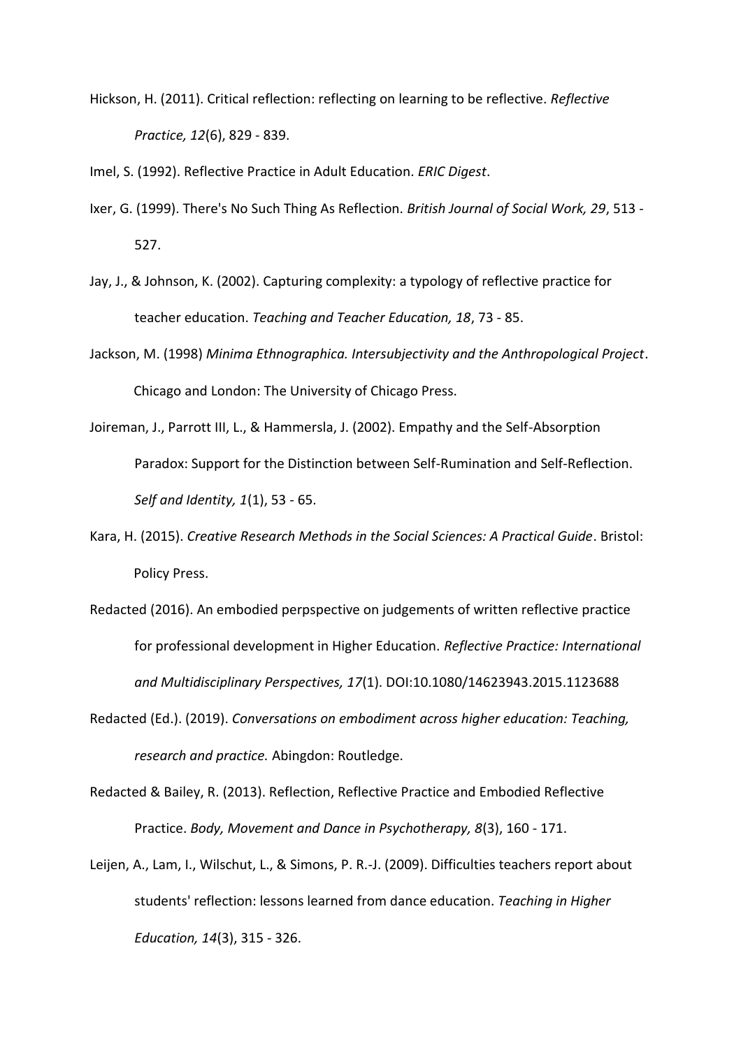Hickson, H. (2011). Critical reflection: reflecting on learning to be reflective. *Reflective Practice, 12*(6), 829 - 839.

Imel, S. (1992). Reflective Practice in Adult Education. *ERIC Digest*.

Ixer, G. (1999). There's No Such Thing As Reflection. *British Journal of Social Work, 29*, 513 - 527.

Jay, J., & Johnson, K. (2002). Capturing complexity: a typology of reflective practice for teacher education. *Teaching and Teacher Education, 18*, 73 - 85.

Jackson, M. (1998) *Minima Ethnographica. Intersubjectivity and the Anthropological Project*. Chicago and London: The University of Chicago Press.

Joireman, J., Parrott III, L., & Hammersla, J. (2002). Empathy and the Self-Absorption Paradox: Support for the Distinction between Self-Rumination and Self-Reflection. *Self and Identity, 1*(1), 53 - 65.

Kara, H. (2015). *Creative Research Methods in the Social Sciences: A Practical Guide*. Bristol: Policy Press.

Redacted (2016). An embodied perpspective on judgements of written reflective practice for professional development in Higher Education. *Reflective Practice: International and Multidisciplinary Perspectives, 17*(1). DOI:10.1080/14623943.2015.1123688

Redacted (Ed.). (2019). *Conversations on embodiment across higher education: Teaching, research and practice.* Abingdon: Routledge.

Redacted & Bailey, R. (2013). Reflection, Reflective Practice and Embodied Reflective Practice. *Body, Movement and Dance in Psychotherapy, 8*(3), 160 - 171.

Leijen, A., Lam, I., Wilschut, L., & Simons, P. R.-J. (2009). Difficulties teachers report about students' reflection: lessons learned from dance education. *Teaching in Higher Education, 14*(3), 315 - 326.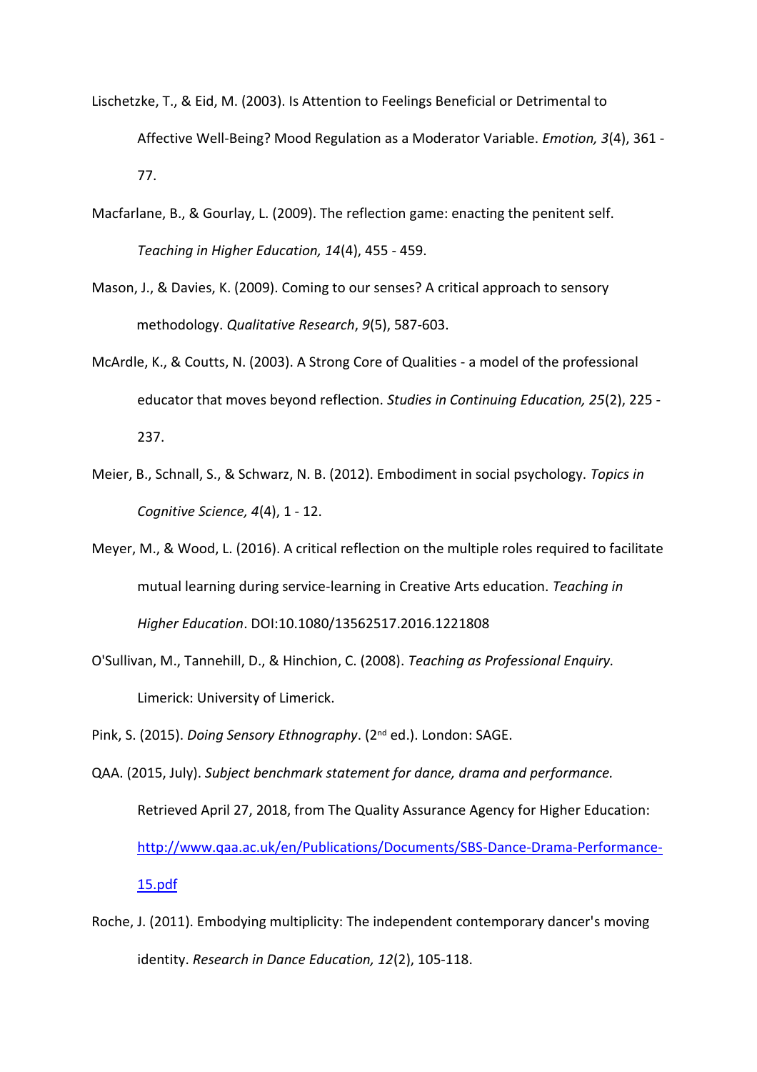Lischetzke, T., & Eid, M. (2003). Is Attention to Feelings Beneficial or Detrimental to Affective Well-Being? Mood Regulation as a Moderator Variable. *Emotion, 3*(4), 361 - 77.

Macfarlane, B., & Gourlay, L. (2009). The reflection game: enacting the penitent self. *Teaching in Higher Education, 14*(4), 455 - 459.

Mason, J., & Davies, K. (2009). Coming to our senses? A critical approach to sensory methodology. *Qualitative Research*, *9*(5), 587-603.

McArdle, K., & Coutts, N. (2003). A Strong Core of Qualities - a model of the professional educator that moves beyond reflection. *Studies in Continuing Education, 25*(2), 225 - 237.

Meier, B., Schnall, S., & Schwarz, N. B. (2012). Embodiment in social psychology. *Topics in Cognitive Science, 4*(4), 1 - 12.

Meyer, M., & Wood, L. (2016). A critical reflection on the multiple roles required to facilitate mutual learning during service-learning in Creative Arts education. *Teaching in Higher Education*. DOI:10.1080/13562517.2016.1221808

O'Sullivan, M., Tannehill, D., & Hinchion, C. (2008). *Teaching as Professional Enquiry.* Limerick: University of Limerick.

Pink, S. (2015). *Doing Sensory Ethnography*. (2nd ed.). London: SAGE.

QAA. (2015, July). *Subject benchmark statement for dance, drama and performance.* Retrieved April 27, 2018, from The Quality Assurance Agency for Higher Education: http://www.qaa.ac.uk/en/Publications/Documents/SBS-Dance-Drama-Performance-15.pdf

Roche, J. (2011). Embodying multiplicity: The independent contemporary dancer's moving identity. *Research in Dance Education, 12*(2), 105-118.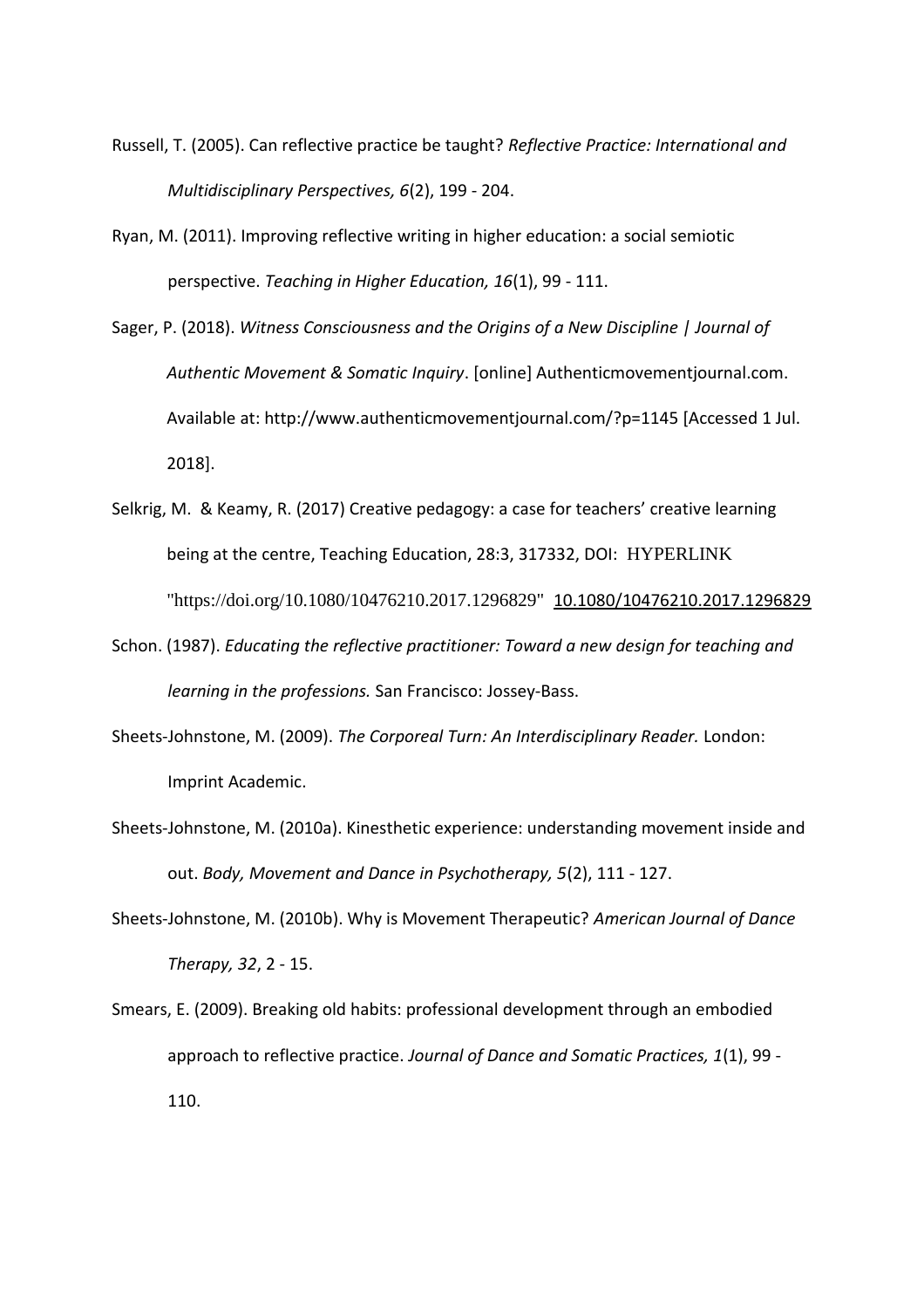Russell, T. (2005). Can reflective practice be taught? *Reflective Practice: International and Multidisciplinary Perspectives, 6*(2), 199 - 204.

Ryan, M. (2011). Improving reflective writing in higher education: a social semiotic perspective. *Teaching in Higher Education, 16*(1), 99 - 111.

Sager, P. (2018). *Witness Consciousness and the Origins of a New Discipline | Journal of Authentic Movement & Somatic Inquiry*. [online] Authenticmovementjournal.com. Available at: http://www.authenticmovementjournal.com/?p=1145 [Accessed 1 Jul. 2018].

Selkrig, M. & Keamy, R. (2017) Creative pedagogy: a case for teachers' creative learning being at the centre, Teaching Education, 28:3, 317332, DOI: HYPERLINK "https://doi.org/10.1080/10476210.2017.1296829" 10.1080/10476210.2017.1296829

Schon. (1987). *Educating the reflective practitioner: Toward a new design for teaching and learning in the professions.* San Francisco: Jossey-Bass.

Sheets-Johnstone, M. (2009). *The Corporeal Turn: An Interdisciplinary Reader.* London: Imprint Academic.

Sheets-Johnstone, M. (2010a). Kinesthetic experience: understanding movement inside and out. *Body, Movement and Dance in Psychotherapy, 5*(2), 111 - 127.

Sheets-Johnstone, M. (2010b). Why is Movement Therapeutic? *American Journal of Dance Therapy, 32*, 2 - 15.

Smears, E. (2009). Breaking old habits: professional development through an embodied approach to reflective practice. *Journal of Dance and Somatic Practices, 1*(1), 99 - 110.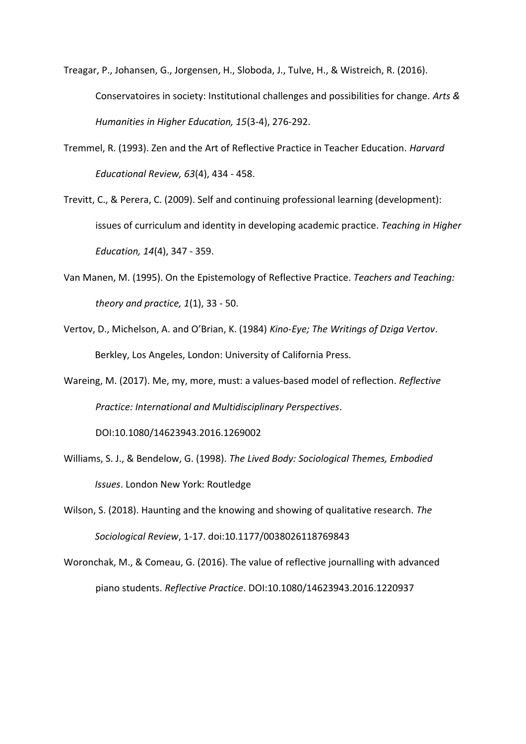Treagar, P., Johansen, G., Jorgensen, H., Sloboda, J., Tulve, H., & Wistreich, R. (2016). Conservatoires in society: Institutional challenges and possibilities for change. *Arts & Humanities in Higher Education, 15*(3-4), 276-292.

Tremmel, R. (1993). Zen and the Art of Reflective Practice in Teacher Education. *Harvard Educational Review, 63*(4), 434 - 458.

Trevitt, C., & Perera, C. (2009). Self and continuing professional learning (development): issues of curriculum and identity in developing academic practice. *Teaching in Higher Education, 14*(4), 347 - 359.

Van Manen, M. (1995). On the Epistemology of Reflective Practice. *Teachers and Teaching: theory and practice, 1*(1), 33 - 50.

Vertov, D., Michelson, A. and O'Brian, K. (1984) *Kino-Eye; The Writings of Dziga Vertov*. Berkley, Los Angeles, London: University of California Press.

Wareing, M. (2017). Me, my, more, must: a values-based model of reflection. *Reflective Practice: International and Multidisciplinary Perspectives*. DOI:10.1080/14623943.2016.1269002

Williams, S. J., & Bendelow, G. (1998). *The Lived Body: Sociological Themes, Embodied Issues*. London New York: Routledge

Wilson, S. (2018). Haunting and the knowing and showing of qualitative research. *The Sociological Review*, 1-17. doi:10.1177/0038026118769843

Woronchak, M., & Comeau, G. (2016). The value of reflective journalling with advanced piano students. *Reflective Practice*. DOI:10.1080/14623943.2016.1220937